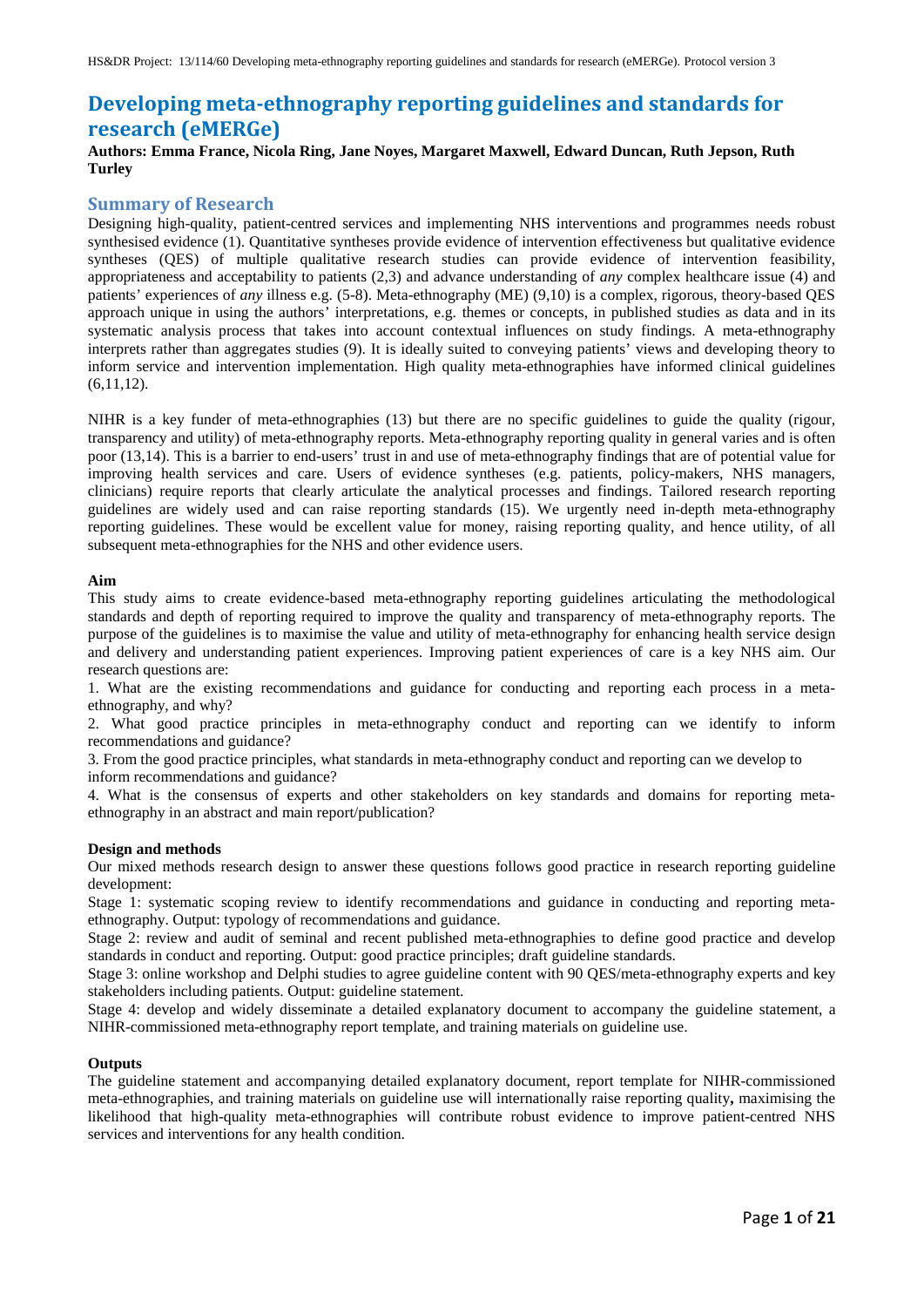# Developing meta-ethnography reporting guidelines and standards for research (eMERGe)

**Authors: Emma France, Nicola Ring, Jane Noyes, Margaret Maxwell, Edward Duncan, Ruth Jepson, Ruth Turley**

## Summary of Research

Designing high-quality, patient-centred services and implementing NHS interventions and programmes needs robust synthesised evidence (1). Quantitative syntheses provide evidence of intervention effectiveness but qualitative evidence syntheses (QES) of multiple qualitative research studies can provide evidence of intervention feasibility, appropriateness and acceptability to patients (2,3) and advance understanding of *any* complex healthcare issue (4) and patients' experiences of *any* illness e.g. (5-8). Meta-ethnography (ME) (9,10) is a complex, rigorous, theory-based QES approach unique in using the authors' interpretations, e.g. themes or concepts, in published studies as data and in its systematic analysis process that takes into account contextual influences on study findings. A meta-ethnography interprets rather than aggregates studies (9). It is ideally suited to conveying patients' views and developing theory to inform service and intervention implementation. High quality meta-ethnographies have informed clinical guidelines (6,11,12).

NIHR is a key funder of meta-ethnographies (13) but there are no specific guidelines to guide the quality (rigour, transparency and utility) of meta-ethnography reports. Meta-ethnography reporting quality in general varies and is often poor (13,14). This is a barrier to end-users' trust in and use of meta-ethnography findings that are of potential value for improving health services and care. Users of evidence syntheses (e.g. patients, policy-makers, NHS managers, clinicians) require reports that clearly articulate the analytical processes and findings. Tailored research reporting guidelines are widely used and can raise reporting standards (15). We urgently need in-depth meta-ethnography reporting guidelines. These would be excellent value for money, raising reporting quality, and hence utility, of all subsequent meta-ethnographies for the NHS and other evidence users.

**Aim**

This study aims to create evidence-based meta-ethnography reporting guidelines articulating the methodological standards and depth of reporting required to improve the quality and transparency of meta-ethnography reports. The purpose of the guidelines is to maximise the value and utility of meta-ethnography for enhancing health service design and delivery and understanding patient experiences. Improving patient experiences of care is a key NHS aim. Our research questions are:

1. What are the existing recommendations and guidance for conducting and reporting each process in a meta-ethnography, and why?
2. What good practice principles in meta-ethnography conduct and reporting can we identify to inform recommendations and guidance?
3. From the good practice principles, what standards in meta-ethnography conduct and reporting can we develop to inform recommendations and guidance?
4. What is the consensus of experts and other stakeholders on key standards and domains for reporting meta-ethnography in an abstract and main report/publication?

**Design and methods**

Our mixed methods research design to answer these questions follows good practice in research reporting guideline development:

Stage 1: systematic scoping review to identify recommendations and guidance in conducting and reporting meta-ethnography. Output: typology of recommendations and guidance.

Stage 2: review and audit of seminal and recent published meta-ethnographies to define good practice and develop standards in conduct and reporting. Output: good practice principles; draft guideline standards.

Stage 3: online workshop and Delphi studies to agree guideline content with 90 QES/meta-ethnography experts and key stakeholders including patients. Output: guideline statement.

Stage 4: develop and widely disseminate a detailed explanatory document to accompany the guideline statement, a NIHR-commissioned meta-ethnography report template, and training materials on guideline use.

**Outputs**

The guideline statement and accompanying detailed explanatory document, report template for NIHR-commissioned meta-ethnographies, and training materials on guideline use will internationally raise reporting quality**,** maximising the likelihood that high-quality meta-ethnographies will contribute robust evidence to improve patient-centred NHS services and interventions for any health condition.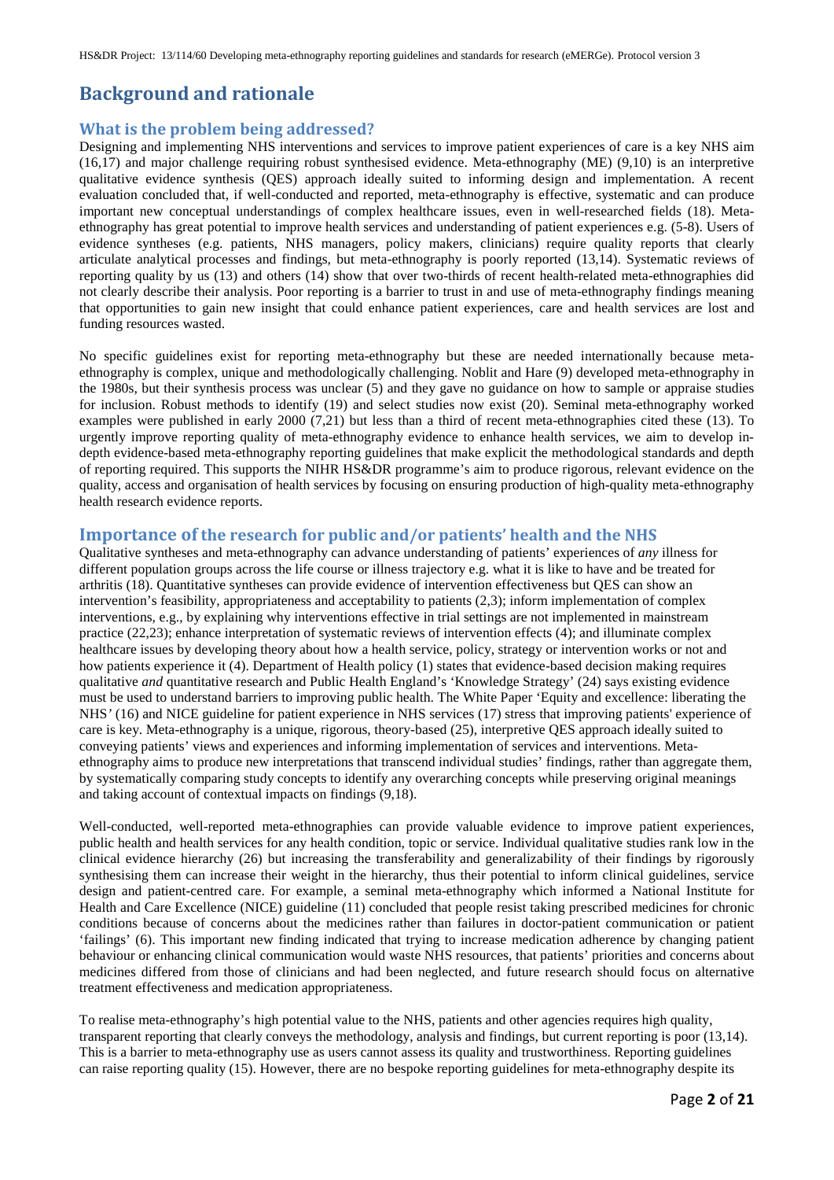# Background and rationale

## What is the problem being addressed?

Designing and implementing NHS interventions and services to improve patient experiences of care is a key NHS aim (16,17) and major challenge requiring robust synthesised evidence. Meta-ethnography (ME) (9,10) is an interpretive qualitative evidence synthesis (QES) approach ideally suited to informing design and implementation. A recent evaluation concluded that, if well-conducted and reported, meta-ethnography is effective, systematic and can produce important new conceptual understandings of complex healthcare issues, even in well-researched fields (18). Meta-ethnography has great potential to improve health services and understanding of patient experiences e.g. (5-8). Users of evidence syntheses (e.g. patients, NHS managers, policy makers, clinicians) require quality reports that clearly articulate analytical processes and findings, but meta-ethnography is poorly reported (13,14). Systematic reviews of reporting quality by us (13) and others (14) show that over two-thirds of recent health-related meta-ethnographies did not clearly describe their analysis. Poor reporting is a barrier to trust in and use of meta-ethnography findings meaning that opportunities to gain new insight that could enhance patient experiences, care and health services are lost and funding resources wasted.

No specific guidelines exist for reporting meta-ethnography but these are needed internationally because meta-ethnography is complex, unique and methodologically challenging. Noblit and Hare (9) developed meta-ethnography in the 1980s, but their synthesis process was unclear (5) and they gave no guidance on how to sample or appraise studies for inclusion. Robust methods to identify (19) and select studies now exist (20). Seminal meta-ethnography worked examples were published in early 2000 (7,21) but less than a third of recent meta-ethnographies cited these (13). To urgently improve reporting quality of meta-ethnography evidence to enhance health services, we aim to develop in-depth evidence-based meta-ethnography reporting guidelines that make explicit the methodological standards and depth of reporting required. This supports the NIHR HS&DR programme's aim to produce rigorous, relevant evidence on the quality, access and organisation of health services by focusing on ensuring production of high-quality meta-ethnography health research evidence reports.

## Importance of the research for public and/or patients' health and the NHS

Qualitative syntheses and meta-ethnography can advance understanding of patients' experiences of *any* illness for different population groups across the life course or illness trajectory e.g. what it is like to have and be treated for arthritis (18). Quantitative syntheses can provide evidence of intervention effectiveness but QES can show an intervention's feasibility, appropriateness and acceptability to patients (2,3); inform implementation of complex interventions, e.g., by explaining why interventions effective in trial settings are not implemented in mainstream practice (22,23); enhance interpretation of systematic reviews of intervention effects (4); and illuminate complex healthcare issues by developing theory about how a health service, policy, strategy or intervention works or not and how patients experience it (4). Department of Health policy (1) states that evidence-based decision making requires qualitative *and* quantitative research and Public Health England's 'Knowledge Strategy' (24) says existing evidence must be used to understand barriers to improving public health. The White Paper 'Equity and excellence: liberating the NHS' (16) and NICE guideline for patient experience in NHS services (17) stress that improving patients' experience of care is key. Meta-ethnography is a unique, rigorous, theory-based (25), interpretive QES approach ideally suited to conveying patients' views and experiences and informing implementation of services and interventions. Meta-ethnography aims to produce new interpretations that transcend individual studies' findings, rather than aggregate them, by systematically comparing study concepts to identify any overarching concepts while preserving original meanings and taking account of contextual impacts on findings (9,18).

Well-conducted, well-reported meta-ethnographies can provide valuable evidence to improve patient experiences, public health and health services for any health condition, topic or service. Individual qualitative studies rank low in the clinical evidence hierarchy (26) but increasing the transferability and generalizability of their findings by rigorously synthesising them can increase their weight in the hierarchy, thus their potential to inform clinical guidelines, service design and patient-centred care. For example, a seminal meta-ethnography which informed a National Institute for Health and Care Excellence (NICE) guideline (11) concluded that people resist taking prescribed medicines for chronic conditions because of concerns about the medicines rather than failures in doctor-patient communication or patient 'failings' (6). This important new finding indicated that trying to increase medication adherence by changing patient behaviour or enhancing clinical communication would waste NHS resources, that patients' priorities and concerns about medicines differed from those of clinicians and had been neglected, and future research should focus on alternative treatment effectiveness and medication appropriateness.

To realise meta-ethnography's high potential value to the NHS, patients and other agencies requires high quality, transparent reporting that clearly conveys the methodology, analysis and findings, but current reporting is poor (13,14). This is a barrier to meta-ethnography use as users cannot assess its quality and trustworthiness. Reporting guidelines can raise reporting quality (15). However, there are no bespoke reporting guidelines for meta-ethnography despite its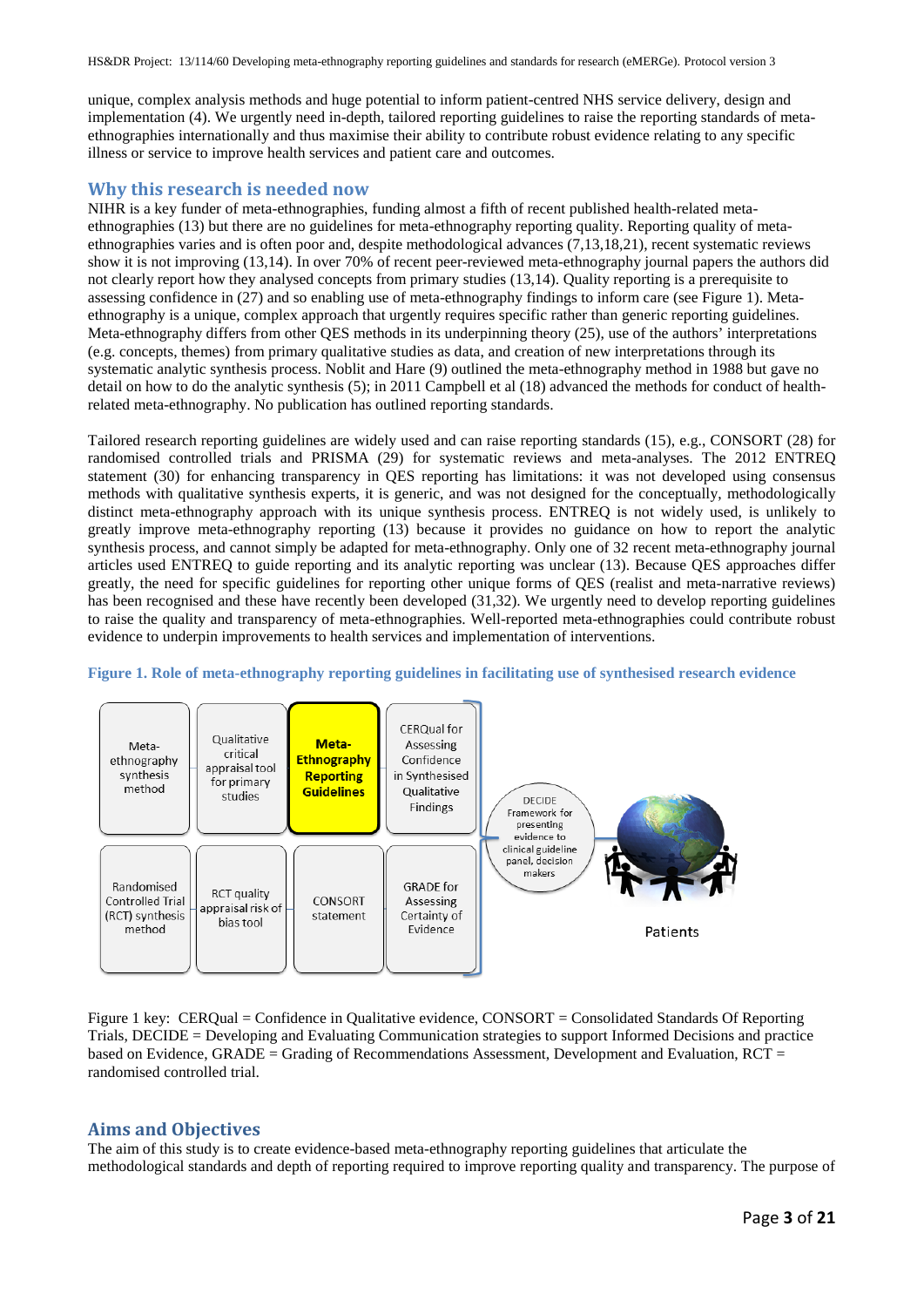unique, complex analysis methods and huge potential to inform patient-centred NHS service delivery, design and implementation (4). We urgently need in-depth, tailored reporting guidelines to raise the reporting standards of meta-ethnographies internationally and thus maximise their ability to contribute robust evidence relating to any specific illness or service to improve health services and patient care and outcomes.

## Why this research is needed now

NIHR is a key funder of meta-ethnographies, funding almost a fifth of recent published health-related meta-ethnographies (13) but there are no guidelines for meta-ethnography reporting quality. Reporting quality of meta-ethnographies varies and is often poor and, despite methodological advances (7,13,18,21), recent systematic reviews show it is not improving (13,14). In over 70% of recent peer-reviewed meta-ethnography journal papers the authors did not clearly report how they analysed concepts from primary studies (13,14). Quality reporting is a prerequisite to assessing confidence in (27) and so enabling use of meta-ethnography findings to inform care (see Figure 1). Meta-ethnography is a unique, complex approach that urgently requires specific rather than generic reporting guidelines. Meta-ethnography differs from other QES methods in its underpinning theory (25), use of the authors' interpretations (e.g. concepts, themes) from primary qualitative studies as data, and creation of new interpretations through its systematic analytic synthesis process. Noblit and Hare (9) outlined the meta-ethnography method in 1988 but gave no detail on how to do the analytic synthesis (5); in 2011 Campbell et al (18) advanced the methods for conduct of health-related meta-ethnography. No publication has outlined reporting standards.

Tailored research reporting guidelines are widely used and can raise reporting standards (15), e.g., CONSORT (28) for randomised controlled trials and PRISMA (29) for systematic reviews and meta-analyses. The 2012 ENTREQ statement (30) for enhancing transparency in QES reporting has limitations: it was not developed using consensus methods with qualitative synthesis experts, it is generic, and was not designed for the conceptually, methodologically distinct meta-ethnography approach with its unique synthesis process. ENTREQ is not widely used, is unlikely to greatly improve meta-ethnography reporting (13) because it provides no guidance on how to report the analytic synthesis process, and cannot simply be adapted for meta-ethnography. Only one of 32 recent meta-ethnography journal articles used ENTREQ to guide reporting and its analytic reporting was unclear (13). Because QES approaches differ greatly, the need for specific guidelines for reporting other unique forms of QES (realist and meta-narrative reviews) has been recognised and these have recently been developed (31,32). We urgently need to develop reporting guidelines to raise the quality and transparency of meta-ethnographies. Well-reported meta-ethnographies could contribute robust evidence to underpin improvements to health services and implementation of interventions.

**Figure 1. Role of meta-ethnography reporting guidelines in facilitating use of synthesised research evidence**

| Meta-ethnography synthesis method | Qualitative critical appraisal tool for primary studies | **Meta-Ethnography Reporting Guidelines** | CERQual for Assessing Confidence in Synthesised Qualitative Findings |
|---|---|---|---|
| Randomised Controlled Trial (RCT) synthesis method | RCT quality appraisal risk of bias tool | CONSORT statement | GRADE for Assessing Certainty of Evidence |

→ DECIDE Framework for presenting evidence to clinical guideline panel, decision makers → Patients

Figure 1 key: CERQual = Confidence in Qualitative evidence, CONSORT = Consolidated Standards Of Reporting Trials, DECIDE = Developing and Evaluating Communication strategies to support Informed Decisions and practice based on Evidence, GRADE = Grading of Recommendations Assessment, Development and Evaluation, RCT = randomised controlled trial.

## Aims and Objectives

The aim of this study is to create evidence-based meta-ethnography reporting guidelines that articulate the methodological standards and depth of reporting required to improve reporting quality and transparency. The purpose of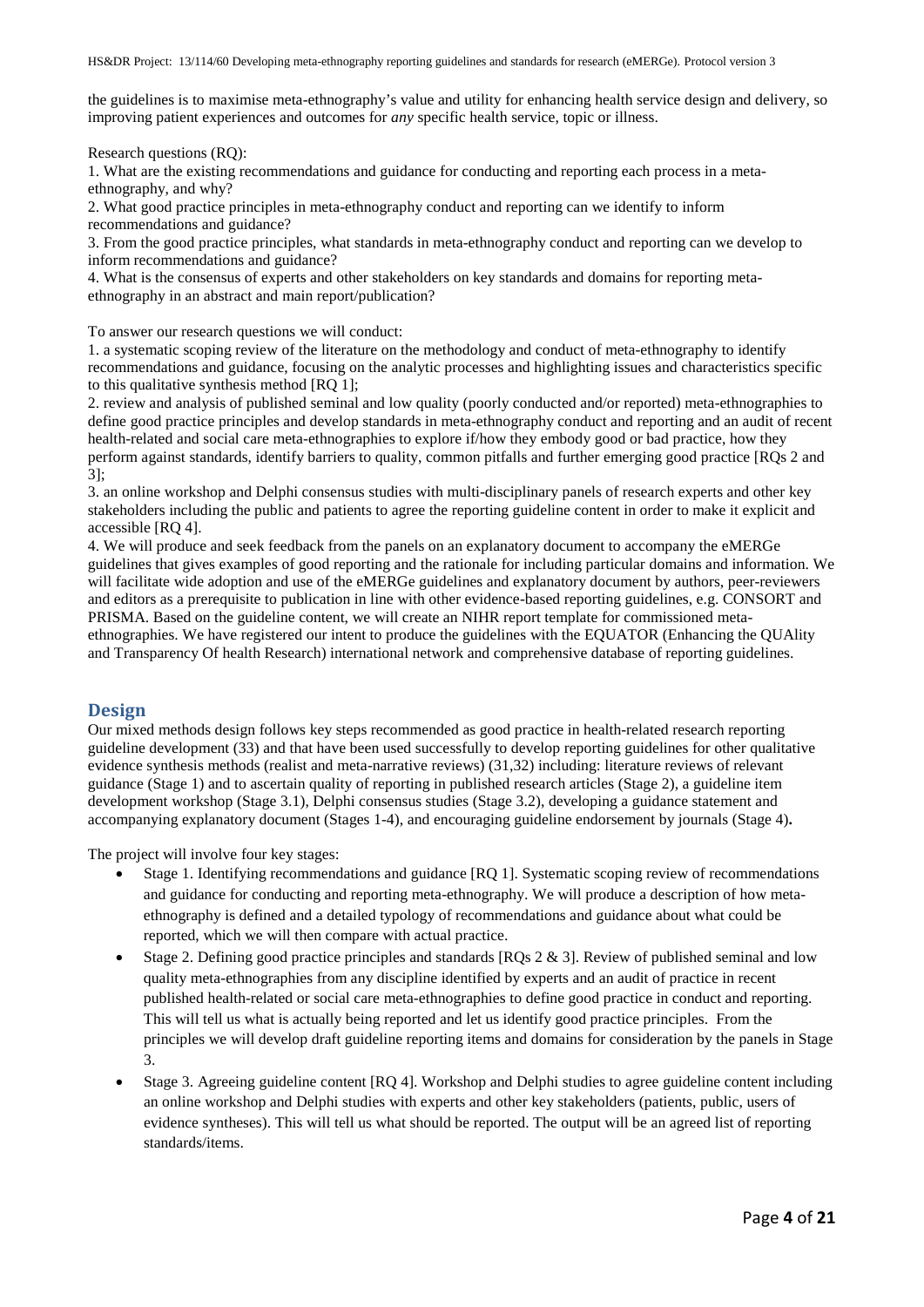the guidelines is to maximise meta-ethnography's value and utility for enhancing health service design and delivery, so improving patient experiences and outcomes for *any* specific health service, topic or illness.

Research questions (RQ):

1. What are the existing recommendations and guidance for conducting and reporting each process in a meta-ethnography, and why?
2. What good practice principles in meta-ethnography conduct and reporting can we identify to inform recommendations and guidance?
3. From the good practice principles, what standards in meta-ethnography conduct and reporting can we develop to inform recommendations and guidance?
4. What is the consensus of experts and other stakeholders on key standards and domains for reporting meta-ethnography in an abstract and main report/publication?

To answer our research questions we will conduct:

1. a systematic scoping review of the literature on the methodology and conduct of meta-ethnography to identify recommendations and guidance, focusing on the analytic processes and highlighting issues and characteristics specific to this qualitative synthesis method [RQ 1];
2. review and analysis of published seminal and low quality (poorly conducted and/or reported) meta-ethnographies to define good practice principles and develop standards in meta-ethnography conduct and reporting and an audit of recent health-related and social care meta-ethnographies to explore if/how they embody good or bad practice, how they perform against standards, identify barriers to quality, common pitfalls and further emerging good practice [RQs 2 and 3];
3. an online workshop and Delphi consensus studies with multi-disciplinary panels of research experts and other key stakeholders including the public and patients to agree the reporting guideline content in order to make it explicit and accessible [RQ 4].
4. We will produce and seek feedback from the panels on an explanatory document to accompany the eMERGe guidelines that gives examples of good reporting and the rationale for including particular domains and information. We will facilitate wide adoption and use of the eMERGe guidelines and explanatory document by authors, peer-reviewers and editors as a prerequisite to publication in line with other evidence-based reporting guidelines, e.g. CONSORT and PRISMA. Based on the guideline content, we will create an NIHR report template for commissioned meta-ethnographies. We have registered our intent to produce the guidelines with the EQUATOR (Enhancing the QUAlity and Transparency Of health Research) international network and comprehensive database of reporting guidelines.

## Design

Our mixed methods design follows key steps recommended as good practice in health-related research reporting guideline development (33) and that have been used successfully to develop reporting guidelines for other qualitative evidence synthesis methods (realist and meta-narrative reviews) (31,32) including: literature reviews of relevant guidance (Stage 1) and to ascertain quality of reporting in published research articles (Stage 2), a guideline item development workshop (Stage 3.1), Delphi consensus studies (Stage 3.2), developing a guidance statement and accompanying explanatory document (Stages 1-4), and encouraging guideline endorsement by journals (Stage 4)**.**

The project will involve four key stages:

- Stage 1. Identifying recommendations and guidance [RQ 1]. Systematic scoping review of recommendations and guidance for conducting and reporting meta-ethnography. We will produce a description of how meta-ethnography is defined and a detailed typology of recommendations and guidance about what could be reported, which we will then compare with actual practice.
- Stage 2. Defining good practice principles and standards [RQs 2 & 3]. Review of published seminal and low quality meta-ethnographies from any discipline identified by experts and an audit of practice in recent published health-related or social care meta-ethnographies to define good practice in conduct and reporting. This will tell us what is actually being reported and let us identify good practice principles. From the principles we will develop draft guideline reporting items and domains for consideration by the panels in Stage 3.
- Stage 3. Agreeing guideline content [RQ 4]. Workshop and Delphi studies to agree guideline content including an online workshop and Delphi studies with experts and other key stakeholders (patients, public, users of evidence syntheses). This will tell us what should be reported. The output will be an agreed list of reporting standards/items.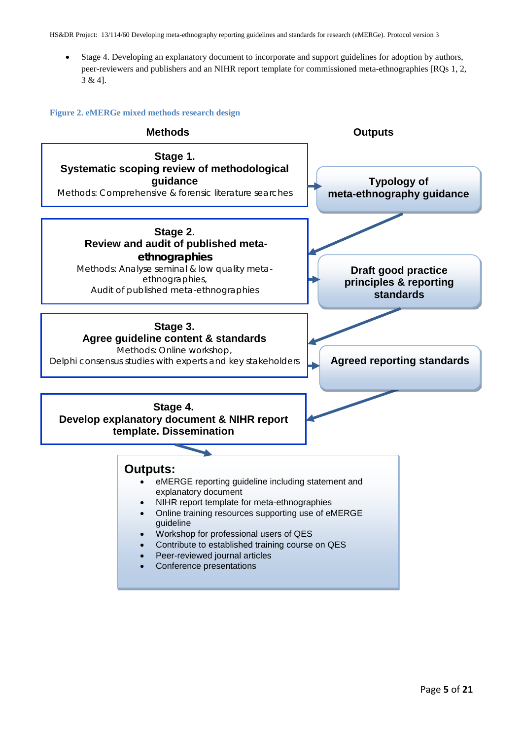- Stage 4. Developing an explanatory document to incorporate and support guidelines for adoption by authors, peer-reviewers and publishers and an NIHR report template for commissioned meta-ethnographies [RQs 1, 2, 3 & 4].

**Figure 2. eMERGe mixed methods research design**

**Methods**

**Outputs**

**Stage 1.**
**Systematic scoping review of methodological guidance**
Methods: Comprehensive & forensic literature searches

**Typology of meta-ethnography guidance**

**Stage 2.**
**Review and audit of published meta-ethnographies**
Methods: Analyse seminal & low quality meta-ethnographies,
Audit of published meta-ethnographies

**Draft good practice principles & reporting standards**

**Stage 3.**
**Agree guideline content & standards**
Methods: Online workshop,
Delphi consensus studies with experts and key stakeholders

**Agreed reporting standards**

**Stage 4.**
**Develop explanatory document & NIHR report template. Dissemination**

**Outputs:**

- eMERGE reporting guideline including statement and explanatory document
- NIHR report template for meta-ethnographies
- Online training resources supporting use of eMERGE guideline
- Workshop for professional users of QES
- Contribute to established training course on QES
- Peer-reviewed journal articles
- Conference presentations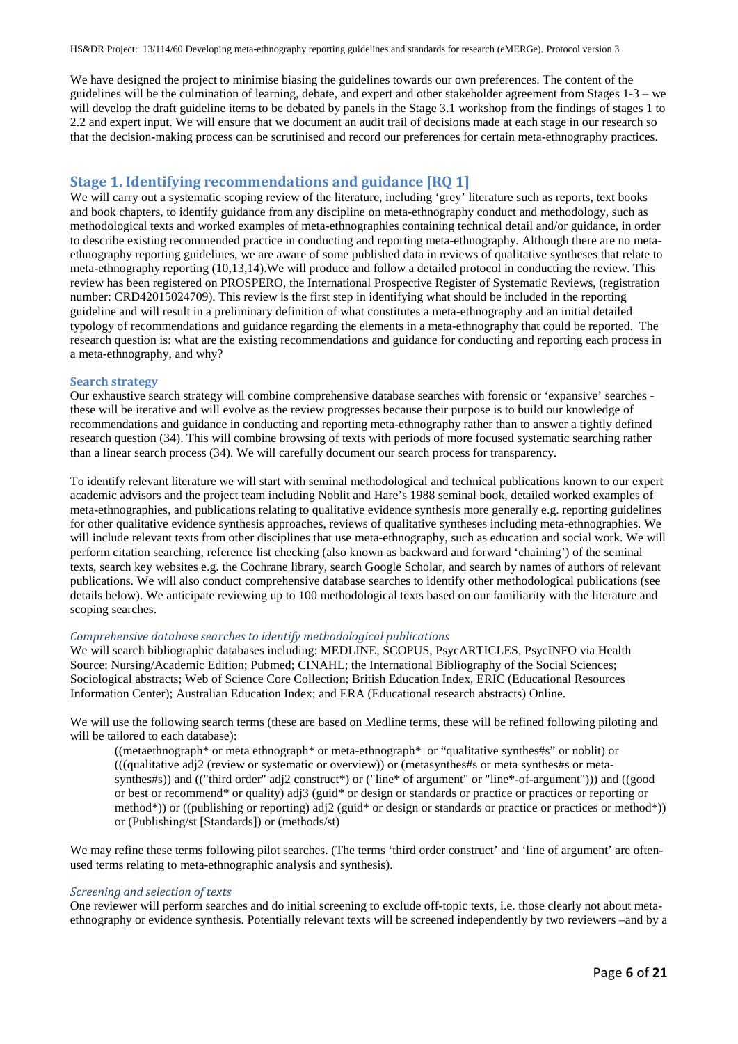We have designed the project to minimise biasing the guidelines towards our own preferences. The content of the guidelines will be the culmination of learning, debate, and expert and other stakeholder agreement from Stages 1-3 – we will develop the draft guideline items to be debated by panels in the Stage 3.1 workshop from the findings of stages 1 to 2.2 and expert input. We will ensure that we document an audit trail of decisions made at each stage in our research so that the decision-making process can be scrutinised and record our preferences for certain meta-ethnography practices.

## Stage 1. Identifying recommendations and guidance [RQ 1]

We will carry out a systematic scoping review of the literature, including 'grey' literature such as reports, text books and book chapters, to identify guidance from any discipline on meta-ethnography conduct and methodology, such as methodological texts and worked examples of meta-ethnographies containing technical detail and/or guidance, in order to describe existing recommended practice in conducting and reporting meta-ethnography. Although there are no meta-ethnography reporting guidelines, we are aware of some published data in reviews of qualitative syntheses that relate to meta-ethnography reporting (10,13,14).We will produce and follow a detailed protocol in conducting the review. This review has been registered on PROSPERO, the International Prospective Register of Systematic Reviews, (registration number: CRD42015024709). This review is the first step in identifying what should be included in the reporting guideline and will result in a preliminary definition of what constitutes a meta-ethnography and an initial detailed typology of recommendations and guidance regarding the elements in a meta-ethnography that could be reported. The research question is: what are the existing recommendations and guidance for conducting and reporting each process in a meta-ethnography, and why?

### Search strategy

Our exhaustive search strategy will combine comprehensive database searches with forensic or 'expansive' searches - these will be iterative and will evolve as the review progresses because their purpose is to build our knowledge of recommendations and guidance in conducting and reporting meta-ethnography rather than to answer a tightly defined research question (34). This will combine browsing of texts with periods of more focused systematic searching rather than a linear search process (34). We will carefully document our search process for transparency.

To identify relevant literature we will start with seminal methodological and technical publications known to our expert academic advisors and the project team including Noblit and Hare's 1988 seminal book, detailed worked examples of meta-ethnographies, and publications relating to qualitative evidence synthesis more generally e.g. reporting guidelines for other qualitative evidence synthesis approaches, reviews of qualitative syntheses including meta-ethnographies. We will include relevant texts from other disciplines that use meta-ethnography, such as education and social work. We will perform citation searching, reference list checking (also known as backward and forward 'chaining') of the seminal texts, search key websites e.g. the Cochrane library, search Google Scholar, and search by names of authors of relevant publications. We will also conduct comprehensive database searches to identify other methodological publications (see details below). We anticipate reviewing up to 100 methodological texts based on our familiarity with the literature and scoping searches.

#### *Comprehensive database searches to identify methodological publications*

We will search bibliographic databases including: MEDLINE, SCOPUS, PsycARTICLES, PsycINFO via Health Source: Nursing/Academic Edition; Pubmed; CINAHL; the International Bibliography of the Social Sciences; Sociological abstracts; Web of Science Core Collection; British Education Index, ERIC (Educational Resources Information Center); Australian Education Index; and ERA (Educational research abstracts) Online.

We will use the following search terms (these are based on Medline terms, these will be refined following piloting and will be tailored to each database):

> ((metaethnograph* or meta ethnograph* or meta-ethnograph* or "qualitative synthes#s" or noblit) or (((qualitative adj2 (review or systematic or overview)) or (metasynthes#s or meta synthes#s or meta-synthes#s)) and (("third order" adj2 construct*) or ("line* of argument" or "line*-of-argument"))) and ((good or best or recommend* or quality) adj3 (guid* or design or standards or practice or practices or reporting or method*)) or ((publishing or reporting) adj2 (guid* or design or standards or practice or practices or method*)) or (Publishing/st [Standards]) or (methods/st)

We may refine these terms following pilot searches. (The terms 'third order construct' and 'line of argument' are often-used terms relating to meta-ethnographic analysis and synthesis).

#### *Screening and selection of texts*

One reviewer will perform searches and do initial screening to exclude off-topic texts, i.e. those clearly not about meta-ethnography or evidence synthesis. Potentially relevant texts will be screened independently by two reviewers –and by a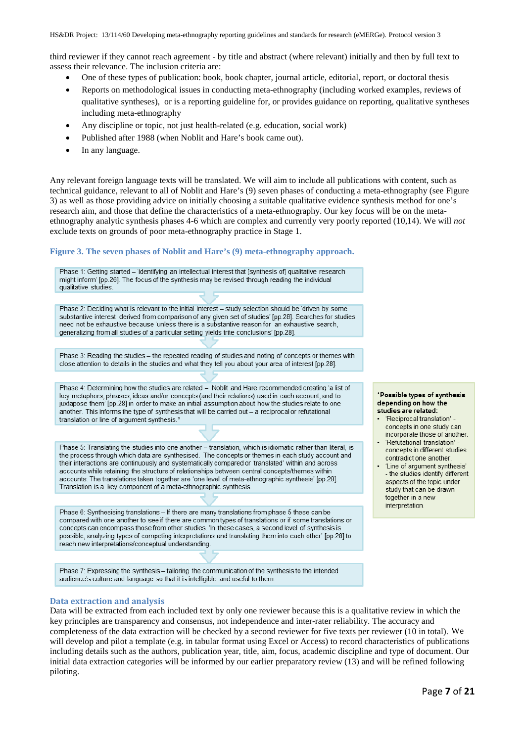third reviewer if they cannot reach agreement - by title and abstract (where relevant) initially and then by full text to assess their relevance. The inclusion criteria are:

- One of these types of publication: book, book chapter, journal article, editorial, report, or doctoral thesis
- Reports on methodological issues in conducting meta-ethnography (including worked examples, reviews of qualitative syntheses), or is a reporting guideline for, or provides guidance on reporting, qualitative syntheses including meta-ethnography
- Any discipline or topic, not just health-related (e.g. education, social work)
- Published after 1988 (when Noblit and Hare's book came out).
- In any language.

Any relevant foreign language texts will be translated. We will aim to include all publications with content, such as technical guidance, relevant to all of Noblit and Hare's (9) seven phases of conducting a meta-ethnography (see Figure 3) as well as those providing advice on initially choosing a suitable qualitative evidence synthesis method for one's research aim, and those that define the characteristics of a meta-ethnography. Our key focus will be on the meta-ethnography analytic synthesis phases 4-6 which are complex and currently very poorly reported (10,14). We will *not* exclude texts on grounds of poor meta-ethnography practice in Stage 1.

**Figure 3. The seven phases of Noblit and Hare's (9) meta-ethnography approach.**

Phase 1: Getting started – 'identifying an intellectual interest that [synthesis of] qualitative research might inform' [pp.26]. The focus of the synthesis may be revised through reading the individual qualitative studies.

Phase 2: Deciding what is relevant to the initial interest – study selection should be 'driven by some substantive interest derived from comparison of any given set of studies' [pp.28]. Searches for studies need not be exhaustive because 'unless there is a substantive reason for an exhaustive search, generalizing from all studies of a particular setting yields trite conclusions' [pp.28].

Phase 3: Reading the studies – the repeated reading of studies and noting of concepts or themes with close attention to details in the studies and what they tell you about your area of interest [pp.28].

Phase 4: Determining how the studies are related – Noblit and Hare recommended creating 'a list of key metaphors, phrases, ideas and/or concepts (and their relations) used in each account, and to juxtapose them' [pp.28] in order to make an initial assumption about how the studies relate to one another. This informs the type of synthesis that will be carried out – a reciprocal or refutational translation or line of argument synthesis.*

Phase 5: Translating the studies into one another – translation, which is idiomatic rather than literal, is the process through which data are synthesised. The concepts or themes in each study account and their interactions are continuously and systematically compared or 'translated' within and across accounts while retaining the structure of relationships between central concepts/themes within accounts. The translations taken together are 'one level of meta-ethnographic synthesis' [pp.28]. Translation is a key component of a meta-ethnographic synthesis.

Phase 6: Synthesising translations – If there are many translations from phase 5 these can be compared with one another to see if there are common types of translations or if some translations or concepts can encompass those from other studies. 'In these cases, a second level of synthesis is possible, analyzing types of competing interpretations and translating them into each other' [pp.28] to reach new interpretations/conceptual understanding.

Phase 7: Expressing the synthesis – tailoring the communication of the synthesis to the intended audience's culture and language so that it is intelligible and useful to them.

***Possible types of synthesis depending on how the studies are related:**

- 'Reciprocal translation' - concepts in one study can incorporate those of another.
- 'Refutational translation' - concepts in different studies contradict one another.
- 'Line of argument synthesis' - the studies identify different aspects of the topic under study that can be drawn together in a new interpretation.

### Data extraction and analysis

Data will be extracted from each included text by only one reviewer because this is a qualitative review in which the key principles are transparency and consensus, not independence and inter-rater reliability. The accuracy and completeness of the data extraction will be checked by a second reviewer for five texts per reviewer (10 in total). We will develop and pilot a template (e.g. in tabular format using Excel or Access) to record characteristics of publications including details such as the authors, publication year, title, aim, focus, academic discipline and type of document. Our initial data extraction categories will be informed by our earlier preparatory review (13) and will be refined following piloting.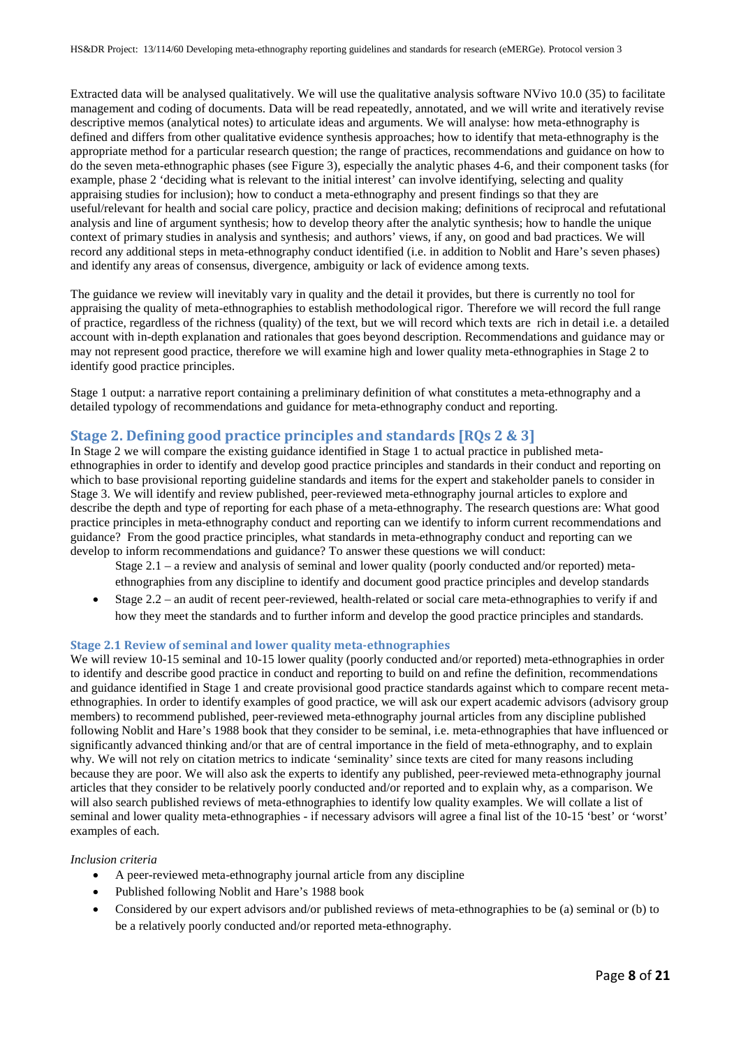Extracted data will be analysed qualitatively. We will use the qualitative analysis software NVivo 10.0 (35) to facilitate management and coding of documents. Data will be read repeatedly, annotated, and we will write and iteratively revise descriptive memos (analytical notes) to articulate ideas and arguments. We will analyse: how meta-ethnography is defined and differs from other qualitative evidence synthesis approaches; how to identify that meta-ethnography is the appropriate method for a particular research question; the range of practices, recommendations and guidance on how to do the seven meta-ethnographic phases (see Figure 3), especially the analytic phases 4-6, and their component tasks (for example, phase 2 'deciding what is relevant to the initial interest' can involve identifying, selecting and quality appraising studies for inclusion); how to conduct a meta-ethnography and present findings so that they are useful/relevant for health and social care policy, practice and decision making; definitions of reciprocal and refutational analysis and line of argument synthesis; how to develop theory after the analytic synthesis; how to handle the unique context of primary studies in analysis and synthesis; and authors' views, if any, on good and bad practices. We will record any additional steps in meta-ethnography conduct identified (i.e. in addition to Noblit and Hare's seven phases) and identify any areas of consensus, divergence, ambiguity or lack of evidence among texts.

The guidance we review will inevitably vary in quality and the detail it provides, but there is currently no tool for appraising the quality of meta-ethnographies to establish methodological rigor. Therefore we will record the full range of practice, regardless of the richness (quality) of the text, but we will record which texts are rich in detail i.e. a detailed account with in-depth explanation and rationales that goes beyond description. Recommendations and guidance may or may not represent good practice, therefore we will examine high and lower quality meta-ethnographies in Stage 2 to identify good practice principles.

Stage 1 output: a narrative report containing a preliminary definition of what constitutes a meta-ethnography and a detailed typology of recommendations and guidance for meta-ethnography conduct and reporting.

## Stage 2. Defining good practice principles and standards [RQs 2 & 3]

In Stage 2 we will compare the existing guidance identified in Stage 1 to actual practice in published meta-ethnographies in order to identify and develop good practice principles and standards in their conduct and reporting on which to base provisional reporting guideline standards and items for the expert and stakeholder panels to consider in Stage 3. We will identify and review published, peer-reviewed meta-ethnography journal articles to explore and describe the depth and type of reporting for each phase of a meta-ethnography. The research questions are: What good practice principles in meta-ethnography conduct and reporting can we identify to inform current recommendations and guidance? From the good practice principles, what standards in meta-ethnography conduct and reporting can we develop to inform recommendations and guidance? To answer these questions we will conduct:

- Stage 2.1 – a review and analysis of seminal and lower quality (poorly conducted and/or reported) meta-ethnographies from any discipline to identify and document good practice principles and develop standards
- Stage 2.2 – an audit of recent peer-reviewed, health-related or social care meta-ethnographies to verify if and how they meet the standards and to further inform and develop the good practice principles and standards.

### Stage 2.1 Review of seminal and lower quality meta-ethnographies

We will review 10-15 seminal and 10-15 lower quality (poorly conducted and/or reported) meta-ethnographies in order to identify and describe good practice in conduct and reporting to build on and refine the definition, recommendations and guidance identified in Stage 1 and create provisional good practice standards against which to compare recent meta-ethnographies. In order to identify examples of good practice, we will ask our expert academic advisors (advisory group members) to recommend published, peer-reviewed meta-ethnography journal articles from any discipline published following Noblit and Hare's 1988 book that they consider to be seminal, i.e. meta-ethnographies that have influenced or significantly advanced thinking and/or that are of central importance in the field of meta-ethnography, and to explain why. We will not rely on citation metrics to indicate 'seminality' since texts are cited for many reasons including because they are poor. We will also ask the experts to identify any published, peer-reviewed meta-ethnography journal articles that they consider to be relatively poorly conducted and/or reported and to explain why, as a comparison. We will also search published reviews of meta-ethnographies to identify low quality examples. We will collate a list of seminal and lower quality meta-ethnographies - if necessary advisors will agree a final list of the 10-15 'best' or 'worst' examples of each.

*Inclusion criteria*

- A peer-reviewed meta-ethnography journal article from any discipline
- Published following Noblit and Hare's 1988 book
- Considered by our expert advisors and/or published reviews of meta-ethnographies to be (a) seminal or (b) to be a relatively poorly conducted and/or reported meta-ethnography.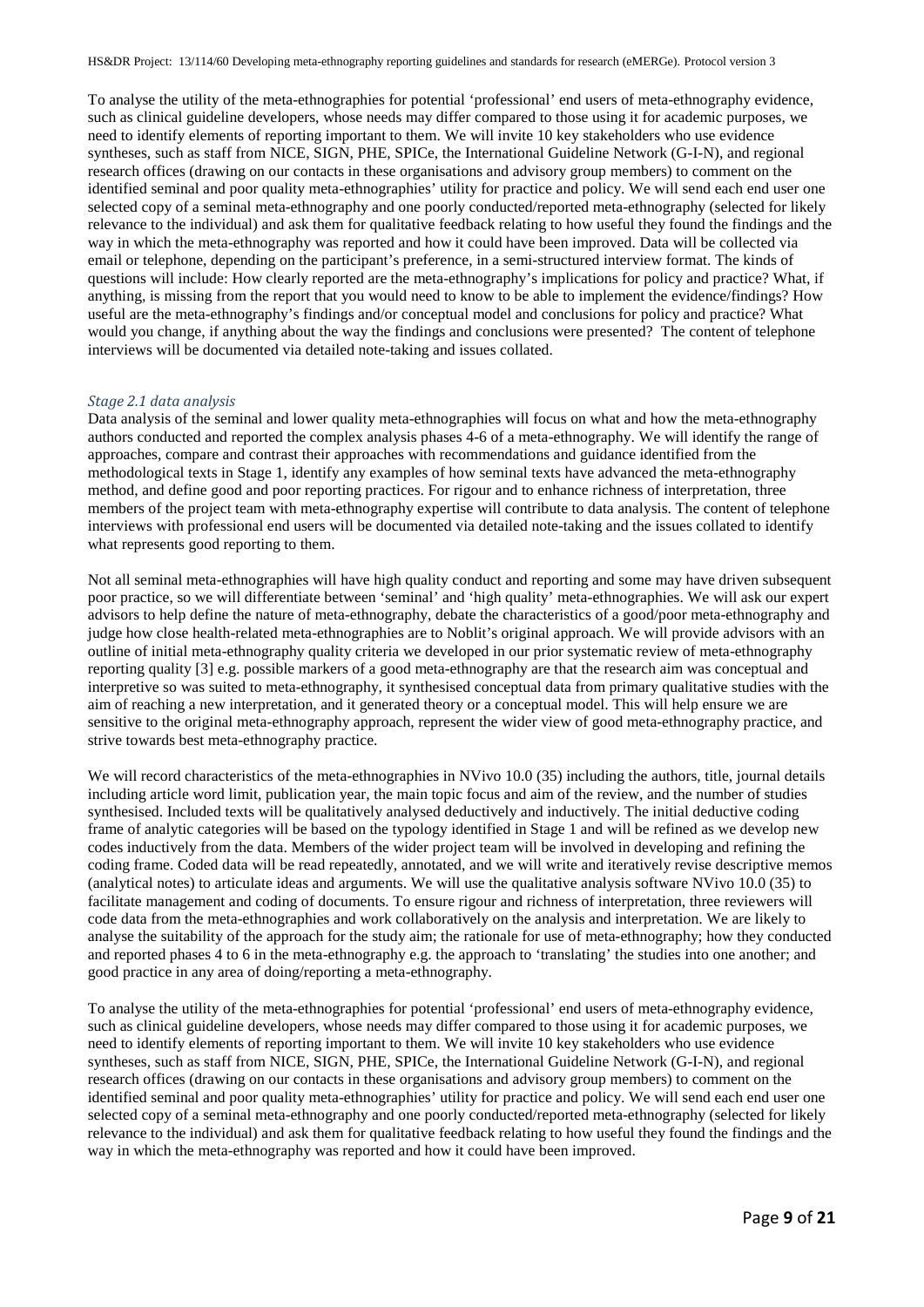To analyse the utility of the meta-ethnographies for potential 'professional' end users of meta-ethnography evidence, such as clinical guideline developers, whose needs may differ compared to those using it for academic purposes, we need to identify elements of reporting important to them. We will invite 10 key stakeholders who use evidence syntheses, such as staff from NICE, SIGN, PHE, SPICe, the International Guideline Network (G-I-N), and regional research offices (drawing on our contacts in these organisations and advisory group members) to comment on the identified seminal and poor quality meta-ethnographies' utility for practice and policy. We will send each end user one selected copy of a seminal meta-ethnography and one poorly conducted/reported meta-ethnography (selected for likely relevance to the individual) and ask them for qualitative feedback relating to how useful they found the findings and the way in which the meta-ethnography was reported and how it could have been improved. Data will be collected via email or telephone, depending on the participant's preference, in a semi-structured interview format. The kinds of questions will include: How clearly reported are the meta-ethnography's implications for policy and practice? What, if anything, is missing from the report that you would need to know to be able to implement the evidence/findings? How useful are the meta-ethnography's findings and/or conceptual model and conclusions for policy and practice? What would you change, if anything about the way the findings and conclusions were presented? The content of telephone interviews will be documented via detailed note-taking and issues collated.

*Stage 2.1 data analysis*

Data analysis of the seminal and lower quality meta-ethnographies will focus on what and how the meta-ethnography authors conducted and reported the complex analysis phases 4-6 of a meta-ethnography. We will identify the range of approaches, compare and contrast their approaches with recommendations and guidance identified from the methodological texts in Stage 1, identify any examples of how seminal texts have advanced the meta-ethnography method, and define good and poor reporting practices. For rigour and to enhance richness of interpretation, three members of the project team with meta-ethnography expertise will contribute to data analysis. The content of telephone interviews with professional end users will be documented via detailed note-taking and the issues collated to identify what represents good reporting to them.

Not all seminal meta-ethnographies will have high quality conduct and reporting and some may have driven subsequent poor practice, so we will differentiate between 'seminal' and 'high quality' meta-ethnographies. We will ask our expert advisors to help define the nature of meta-ethnography, debate the characteristics of a good/poor meta-ethnography and judge how close health-related meta-ethnographies are to Noblit's original approach. We will provide advisors with an outline of initial meta-ethnography quality criteria we developed in our prior systematic review of meta-ethnography reporting quality [3] e.g. possible markers of a good meta-ethnography are that the research aim was conceptual and interpretive so was suited to meta-ethnography, it synthesised conceptual data from primary qualitative studies with the aim of reaching a new interpretation, and it generated theory or a conceptual model. This will help ensure we are sensitive to the original meta-ethnography approach, represent the wider view of good meta-ethnography practice, and strive towards best meta-ethnography practice.

We will record characteristics of the meta-ethnographies in NVivo 10.0 (35) including the authors, title, journal details including article word limit, publication year, the main topic focus and aim of the review, and the number of studies synthesised. Included texts will be qualitatively analysed deductively and inductively. The initial deductive coding frame of analytic categories will be based on the typology identified in Stage 1 and will be refined as we develop new codes inductively from the data. Members of the wider project team will be involved in developing and refining the coding frame. Coded data will be read repeatedly, annotated, and we will write and iteratively revise descriptive memos (analytical notes) to articulate ideas and arguments. We will use the qualitative analysis software NVivo 10.0 (35) to facilitate management and coding of documents. To ensure rigour and richness of interpretation, three reviewers will code data from the meta-ethnographies and work collaboratively on the analysis and interpretation. We are likely to analyse the suitability of the approach for the study aim; the rationale for use of meta-ethnography; how they conducted and reported phases 4 to 6 in the meta-ethnography e.g. the approach to 'translating' the studies into one another; and good practice in any area of doing/reporting a meta-ethnography.

To analyse the utility of the meta-ethnographies for potential 'professional' end users of meta-ethnography evidence, such as clinical guideline developers, whose needs may differ compared to those using it for academic purposes, we need to identify elements of reporting important to them. We will invite 10 key stakeholders who use evidence syntheses, such as staff from NICE, SIGN, PHE, SPICe, the International Guideline Network (G-I-N), and regional research offices (drawing on our contacts in these organisations and advisory group members) to comment on the identified seminal and poor quality meta-ethnographies' utility for practice and policy. We will send each end user one selected copy of a seminal meta-ethnography and one poorly conducted/reported meta-ethnography (selected for likely relevance to the individual) and ask them for qualitative feedback relating to how useful they found the findings and the way in which the meta-ethnography was reported and how it could have been improved.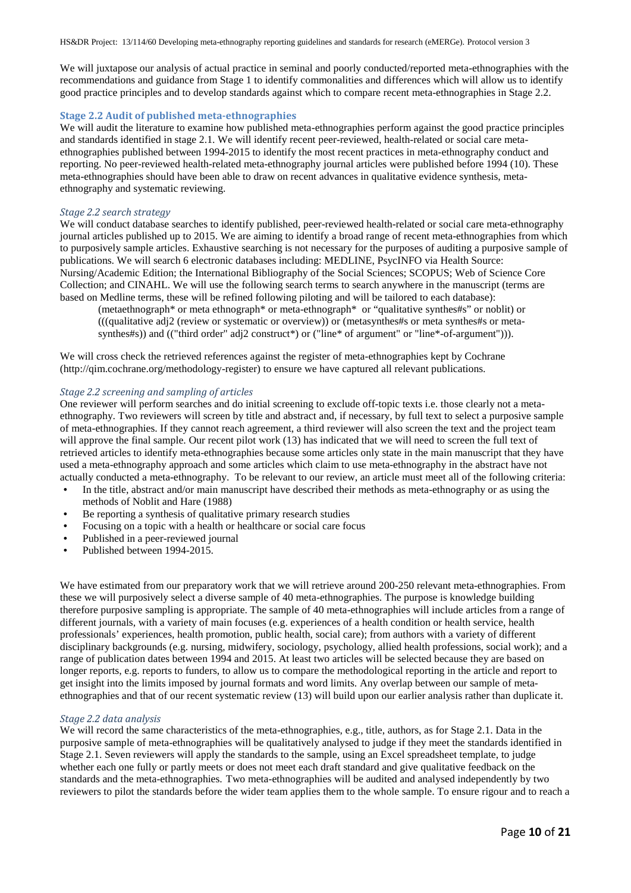We will juxtapose our analysis of actual practice in seminal and poorly conducted/reported meta-ethnographies with the recommendations and guidance from Stage 1 to identify commonalities and differences which will allow us to identify good practice principles and to develop standards against which to compare recent meta-ethnographies in Stage 2.2.

### Stage 2.2 Audit of published meta-ethnographies

We will audit the literature to examine how published meta-ethnographies perform against the good practice principles and standards identified in stage 2.1. We will identify recent peer-reviewed, health-related or social care meta-ethnographies published between 1994-2015 to identify the most recent practices in meta-ethnography conduct and reporting. No peer-reviewed health-related meta-ethnography journal articles were published before 1994 (10). These meta-ethnographies should have been able to draw on recent advances in qualitative evidence synthesis, meta-ethnography and systematic reviewing.

#### *Stage 2.2 search strategy*

We will conduct database searches to identify published, peer-reviewed health-related or social care meta-ethnography journal articles published up to 2015. We are aiming to identify a broad range of recent meta-ethnographies from which to purposively sample articles. Exhaustive searching is not necessary for the purposes of auditing a purposive sample of publications. We will search 6 electronic databases including: MEDLINE, PsycINFO via Health Source: Nursing/Academic Edition; the International Bibliography of the Social Sciences; SCOPUS; Web of Science Core Collection; and CINAHL. We will use the following search terms to search anywhere in the manuscript (terms are based on Medline terms, these will be refined following piloting and will be tailored to each database):

> (metaethnograph* or meta ethnograph* or meta-ethnograph* or "qualitative synthes#s" or noblit) or (((qualitative adj2 (review or systematic or overview)) or (metasynthes#s or meta synthes#s or meta-synthes#s)) and (("third order" adj2 construct*) or ("line* of argument" or "line*-of-argument"))).

We will cross check the retrieved references against the register of meta-ethnographies kept by Cochrane (http://qim.cochrane.org/methodology-register) to ensure we have captured all relevant publications.

#### *Stage 2.2 screening and sampling of articles*

One reviewer will perform searches and do initial screening to exclude off-topic texts i.e. those clearly not a meta-ethnography. Two reviewers will screen by title and abstract and, if necessary, by full text to select a purposive sample of meta-ethnographies. If they cannot reach agreement, a third reviewer will also screen the text and the project team will approve the final sample. Our recent pilot work (13) has indicated that we will need to screen the full text of retrieved articles to identify meta-ethnographies because some articles only state in the main manuscript that they have used a meta-ethnography approach and some articles which claim to use meta-ethnography in the abstract have not actually conducted a meta-ethnography. To be relevant to our review, an article must meet all of the following criteria:

- In the title, abstract and/or main manuscript have described their methods as meta-ethnography or as using the methods of Noblit and Hare (1988)
- Be reporting a synthesis of qualitative primary research studies
- Focusing on a topic with a health or healthcare or social care focus
- Published in a peer-reviewed journal
- Published between 1994-2015.

We have estimated from our preparatory work that we will retrieve around 200-250 relevant meta-ethnographies. From these we will purposively select a diverse sample of 40 meta-ethnographies. The purpose is knowledge building therefore purposive sampling is appropriate. The sample of 40 meta-ethnographies will include articles from a range of different journals, with a variety of main focuses (e.g. experiences of a health condition or health service, health professionals' experiences, health promotion, public health, social care); from authors with a variety of different disciplinary backgrounds (e.g. nursing, midwifery, sociology, psychology, allied health professions, social work); and a range of publication dates between 1994 and 2015. At least two articles will be selected because they are based on longer reports, e.g. reports to funders, to allow us to compare the methodological reporting in the article and report to get insight into the limits imposed by journal formats and word limits. Any overlap between our sample of meta-ethnographies and that of our recent systematic review (13) will build upon our earlier analysis rather than duplicate it.

#### *Stage 2.2 data analysis*

We will record the same characteristics of the meta-ethnographies, e.g., title, authors, as for Stage 2.1. Data in the purposive sample of meta-ethnographies will be qualitatively analysed to judge if they meet the standards identified in Stage 2.1. Seven reviewers will apply the standards to the sample, using an Excel spreadsheet template, to judge whether each one fully or partly meets or does not meet each draft standard and give qualitative feedback on the standards and the meta-ethnographies. Two meta-ethnographies will be audited and analysed independently by two reviewers to pilot the standards before the wider team applies them to the whole sample. To ensure rigour and to reach a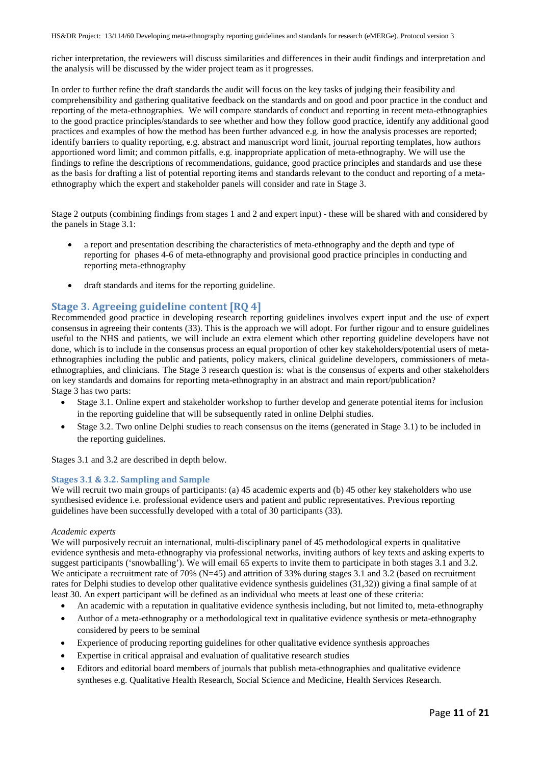richer interpretation, the reviewers will discuss similarities and differences in their audit findings and interpretation and the analysis will be discussed by the wider project team as it progresses.

In order to further refine the draft standards the audit will focus on the key tasks of judging their feasibility and comprehensibility and gathering qualitative feedback on the standards and on good and poor practice in the conduct and reporting of the meta-ethnographies. We will compare standards of conduct and reporting in recent meta-ethnographies to the good practice principles/standards to see whether and how they follow good practice, identify any additional good practices and examples of how the method has been further advanced e.g. in how the analysis processes are reported; identify barriers to quality reporting, e.g. abstract and manuscript word limit, journal reporting templates, how authors apportioned word limit; and common pitfalls, e.g. inappropriate application of meta-ethnography. We will use the findings to refine the descriptions of recommendations, guidance, good practice principles and standards and use these as the basis for drafting a list of potential reporting items and standards relevant to the conduct and reporting of a meta-ethnography which the expert and stakeholder panels will consider and rate in Stage 3.

Stage 2 outputs (combining findings from stages 1 and 2 and expert input) - these will be shared with and considered by the panels in Stage 3.1:

- a report and presentation describing the characteristics of meta-ethnography and the depth and type of reporting for phases 4-6 of meta-ethnography and provisional good practice principles in conducting and reporting meta-ethnography
- draft standards and items for the reporting guideline.

## Stage 3. Agreeing guideline content [RQ 4]

Recommended good practice in developing research reporting guidelines involves expert input and the use of expert consensus in agreeing their contents (33). This is the approach we will adopt. For further rigour and to ensure guidelines useful to the NHS and patients, we will include an extra element which other reporting guideline developers have not done, which is to include in the consensus process an equal proportion of other key stakeholders/potential users of meta-ethnographies including the public and patients, policy makers, clinical guideline developers, commissioners of meta-ethnographies, and clinicians. The Stage 3 research question is: what is the consensus of experts and other stakeholders on key standards and domains for reporting meta-ethnography in an abstract and main report/publication?
Stage 3 has two parts:

- Stage 3.1. Online expert and stakeholder workshop to further develop and generate potential items for inclusion in the reporting guideline that will be subsequently rated in online Delphi studies.
- Stage 3.2. Two online Delphi studies to reach consensus on the items (generated in Stage 3.1) to be included in the reporting guidelines.

Stages 3.1 and 3.2 are described in depth below.

### Stages 3.1 & 3.2. Sampling and Sample

We will recruit two main groups of participants: (a) 45 academic experts and (b) 45 other key stakeholders who use synthesised evidence i.e. professional evidence users and patient and public representatives. Previous reporting guidelines have been successfully developed with a total of 30 participants (33).

*Academic experts*

We will purposively recruit an international, multi-disciplinary panel of 45 methodological experts in qualitative evidence synthesis and meta-ethnography via professional networks, inviting authors of key texts and asking experts to suggest participants ('snowballing'). We will email 65 experts to invite them to participate in both stages 3.1 and 3.2. We anticipate a recruitment rate of 70% (N=45) and attrition of 33% during stages 3.1 and 3.2 (based on recruitment rates for Delphi studies to develop other qualitative evidence synthesis guidelines (31,32)) giving a final sample of at least 30. An expert participant will be defined as an individual who meets at least one of these criteria:

- An academic with a reputation in qualitative evidence synthesis including, but not limited to, meta-ethnography
- Author of a meta-ethnography or a methodological text in qualitative evidence synthesis or meta-ethnography considered by peers to be seminal
- Experience of producing reporting guidelines for other qualitative evidence synthesis approaches
- Expertise in critical appraisal and evaluation of qualitative research studies
- Editors and editorial board members of journals that publish meta-ethnographies and qualitative evidence syntheses e.g. Qualitative Health Research, Social Science and Medicine, Health Services Research.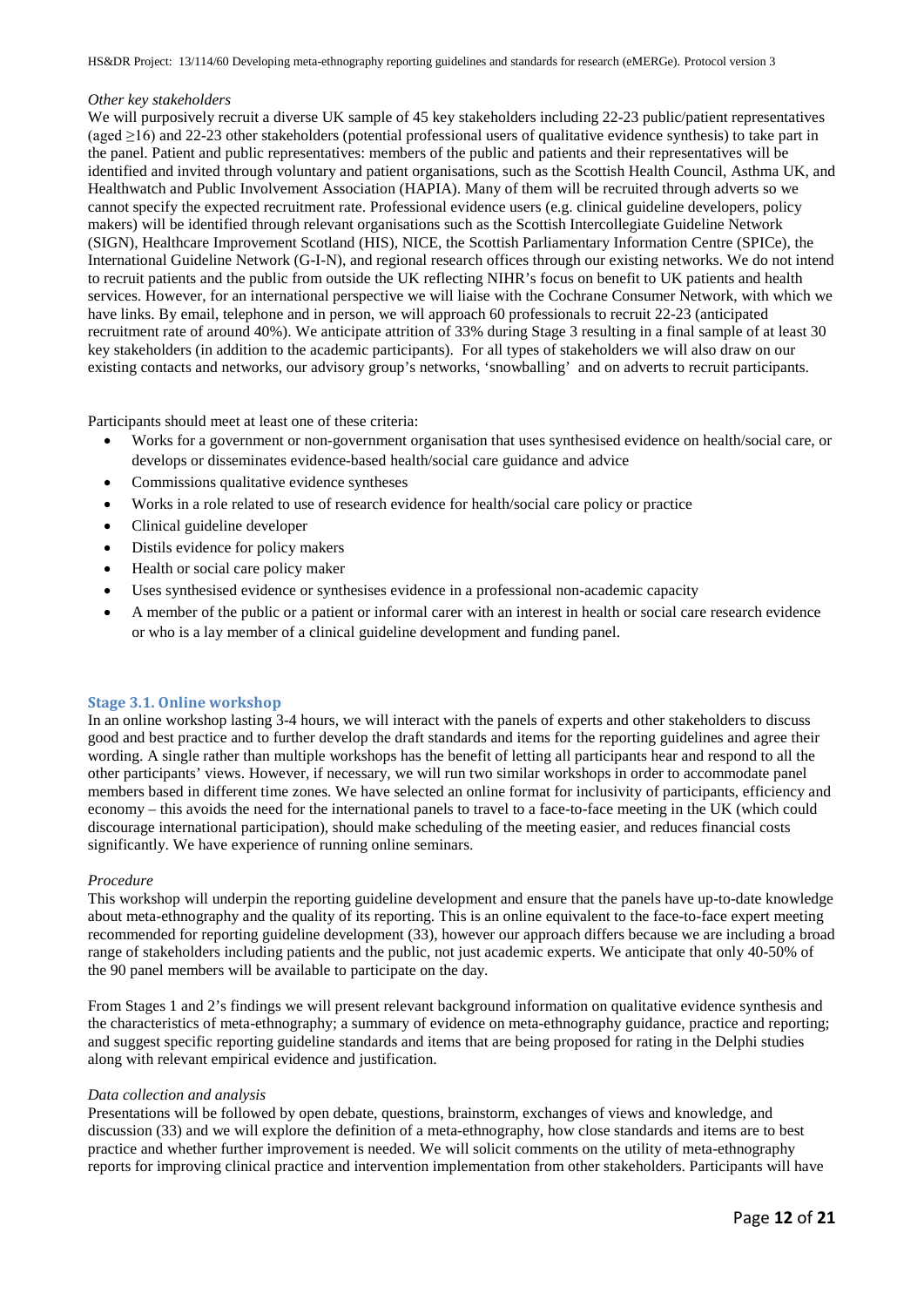*Other key stakeholders*

We will purposively recruit a diverse UK sample of 45 key stakeholders including 22-23 public/patient representatives (aged ≥16) and 22-23 other stakeholders (potential professional users of qualitative evidence synthesis) to take part in the panel. Patient and public representatives: members of the public and patients and their representatives will be identified and invited through voluntary and patient organisations, such as the Scottish Health Council, Asthma UK, and Healthwatch and Public Involvement Association (HAPIA). Many of them will be recruited through adverts so we cannot specify the expected recruitment rate. Professional evidence users (e.g. clinical guideline developers, policy makers) will be identified through relevant organisations such as the Scottish Intercollegiate Guideline Network (SIGN), Healthcare Improvement Scotland (HIS), NICE, the Scottish Parliamentary Information Centre (SPICe), the International Guideline Network (G-I-N), and regional research offices through our existing networks. We do not intend to recruit patients and the public from outside the UK reflecting NIHR's focus on benefit to UK patients and health services. However, for an international perspective we will liaise with the Cochrane Consumer Network, with which we have links. By email, telephone and in person, we will approach 60 professionals to recruit 22-23 (anticipated recruitment rate of around 40%). We anticipate attrition of 33% during Stage 3 resulting in a final sample of at least 30 key stakeholders (in addition to the academic participants). For all types of stakeholders we will also draw on our existing contacts and networks, our advisory group's networks, 'snowballing' and on adverts to recruit participants.

Participants should meet at least one of these criteria:

- Works for a government or non-government organisation that uses synthesised evidence on health/social care, or develops or disseminates evidence-based health/social care guidance and advice
- Commissions qualitative evidence syntheses
- Works in a role related to use of research evidence for health/social care policy or practice
- Clinical guideline developer
- Distils evidence for policy makers
- Health or social care policy maker
- Uses synthesised evidence or synthesises evidence in a professional non-academic capacity
- A member of the public or a patient or informal carer with an interest in health or social care research evidence or who is a lay member of a clinical guideline development and funding panel.

### Stage 3.1. Online workshop

In an online workshop lasting 3-4 hours, we will interact with the panels of experts and other stakeholders to discuss good and best practice and to further develop the draft standards and items for the reporting guidelines and agree their wording. A single rather than multiple workshops has the benefit of letting all participants hear and respond to all the other participants' views. However, if necessary, we will run two similar workshops in order to accommodate panel members based in different time zones. We have selected an online format for inclusivity of participants, efficiency and economy – this avoids the need for the international panels to travel to a face-to-face meeting in the UK (which could discourage international participation), should make scheduling of the meeting easier, and reduces financial costs significantly. We have experience of running online seminars.

*Procedure*

This workshop will underpin the reporting guideline development and ensure that the panels have up-to-date knowledge about meta-ethnography and the quality of its reporting. This is an online equivalent to the face-to-face expert meeting recommended for reporting guideline development (33), however our approach differs because we are including a broad range of stakeholders including patients and the public, not just academic experts. We anticipate that only 40-50% of the 90 panel members will be available to participate on the day.

From Stages 1 and 2's findings we will present relevant background information on qualitative evidence synthesis and the characteristics of meta-ethnography; a summary of evidence on meta-ethnography guidance, practice and reporting; and suggest specific reporting guideline standards and items that are being proposed for rating in the Delphi studies along with relevant empirical evidence and justification.

*Data collection and analysis*

Presentations will be followed by open debate, questions, brainstorm, exchanges of views and knowledge, and discussion (33) and we will explore the definition of a meta-ethnography, how close standards and items are to best practice and whether further improvement is needed. We will solicit comments on the utility of meta-ethnography reports for improving clinical practice and intervention implementation from other stakeholders. Participants will have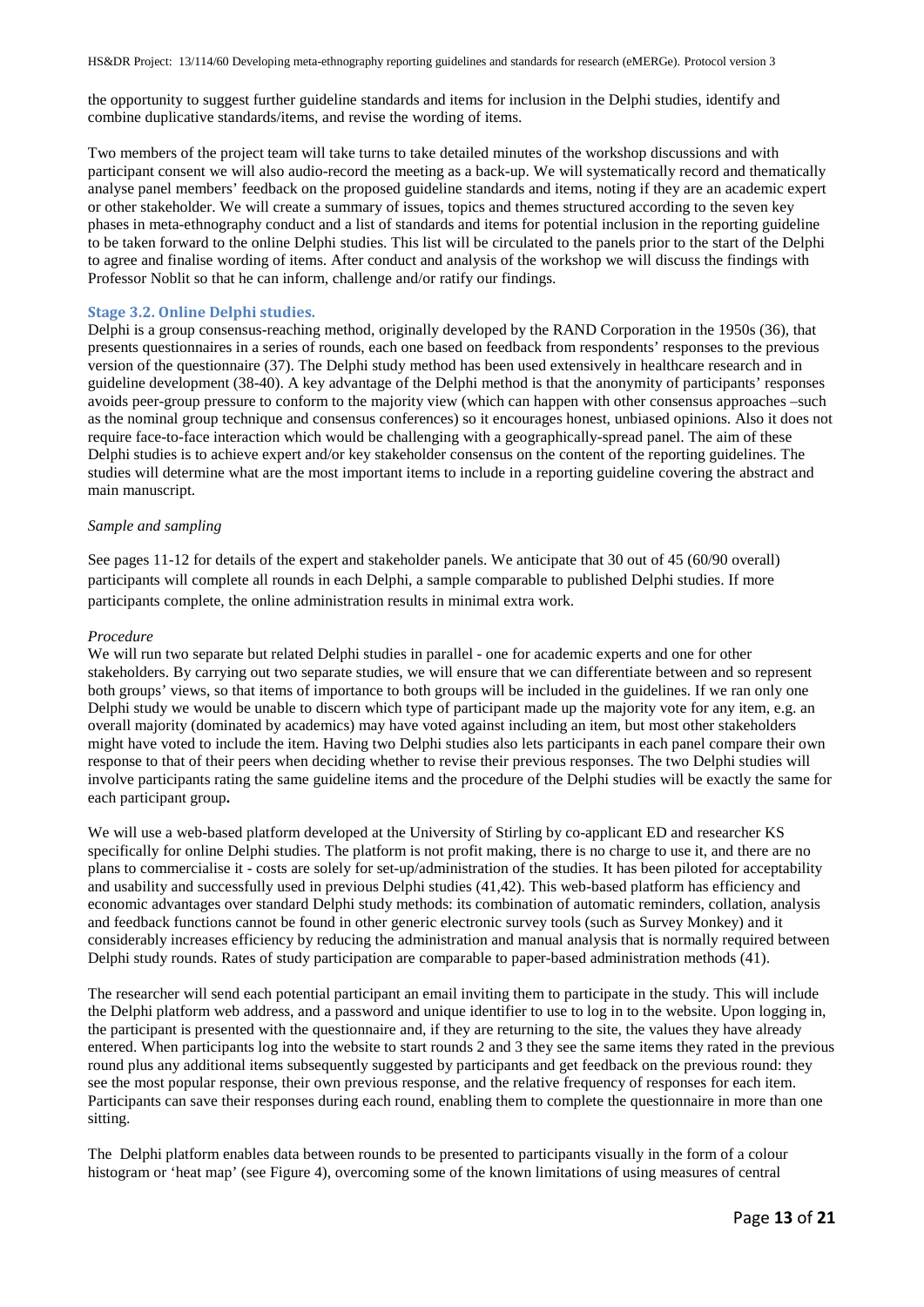the opportunity to suggest further guideline standards and items for inclusion in the Delphi studies, identify and combine duplicative standards/items, and revise the wording of items.

Two members of the project team will take turns to take detailed minutes of the workshop discussions and with participant consent we will also audio-record the meeting as a back-up. We will systematically record and thematically analyse panel members' feedback on the proposed guideline standards and items, noting if they are an academic expert or other stakeholder. We will create a summary of issues, topics and themes structured according to the seven key phases in meta-ethnography conduct and a list of standards and items for potential inclusion in the reporting guideline to be taken forward to the online Delphi studies. This list will be circulated to the panels prior to the start of the Delphi to agree and finalise wording of items. After conduct and analysis of the workshop we will discuss the findings with Professor Noblit so that he can inform, challenge and/or ratify our findings.

### Stage 3.2. Online Delphi studies.

Delphi is a group consensus-reaching method, originally developed by the RAND Corporation in the 1950s (36), that presents questionnaires in a series of rounds, each one based on feedback from respondents' responses to the previous version of the questionnaire (37). The Delphi study method has been used extensively in healthcare research and in guideline development (38-40). A key advantage of the Delphi method is that the anonymity of participants' responses avoids peer-group pressure to conform to the majority view (which can happen with other consensus approaches –such as the nominal group technique and consensus conferences) so it encourages honest, unbiased opinions. Also it does not require face-to-face interaction which would be challenging with a geographically-spread panel. The aim of these Delphi studies is to achieve expert and/or key stakeholder consensus on the content of the reporting guidelines. The studies will determine what are the most important items to include in a reporting guideline covering the abstract and main manuscript.

*Sample and sampling*

See pages 11-12 for details of the expert and stakeholder panels. We anticipate that 30 out of 45 (60/90 overall) participants will complete all rounds in each Delphi, a sample comparable to published Delphi studies. If more participants complete, the online administration results in minimal extra work.

*Procedure*

We will run two separate but related Delphi studies in parallel - one for academic experts and one for other stakeholders. By carrying out two separate studies, we will ensure that we can differentiate between and so represent both groups' views, so that items of importance to both groups will be included in the guidelines. If we ran only one Delphi study we would be unable to discern which type of participant made up the majority vote for any item, e.g. an overall majority (dominated by academics) may have voted against including an item, but most other stakeholders might have voted to include the item. Having two Delphi studies also lets participants in each panel compare their own response to that of their peers when deciding whether to revise their previous responses. The two Delphi studies will involve participants rating the same guideline items and the procedure of the Delphi studies will be exactly the same for each participant group**.**

We will use a web-based platform developed at the University of Stirling by co-applicant ED and researcher KS specifically for online Delphi studies. The platform is not profit making, there is no charge to use it, and there are no plans to commercialise it - costs are solely for set-up/administration of the studies. It has been piloted for acceptability and usability and successfully used in previous Delphi studies (41,42). This web-based platform has efficiency and economic advantages over standard Delphi study methods: its combination of automatic reminders, collation, analysis and feedback functions cannot be found in other generic electronic survey tools (such as Survey Monkey) and it considerably increases efficiency by reducing the administration and manual analysis that is normally required between Delphi study rounds. Rates of study participation are comparable to paper-based administration methods (41).

The researcher will send each potential participant an email inviting them to participate in the study. This will include the Delphi platform web address, and a password and unique identifier to use to log in to the website. Upon logging in, the participant is presented with the questionnaire and, if they are returning to the site, the values they have already entered. When participants log into the website to start rounds 2 and 3 they see the same items they rated in the previous round plus any additional items subsequently suggested by participants and get feedback on the previous round: they see the most popular response, their own previous response, and the relative frequency of responses for each item. Participants can save their responses during each round, enabling them to complete the questionnaire in more than one sitting.

The Delphi platform enables data between rounds to be presented to participants visually in the form of a colour histogram or 'heat map' (see Figure 4), overcoming some of the known limitations of using measures of central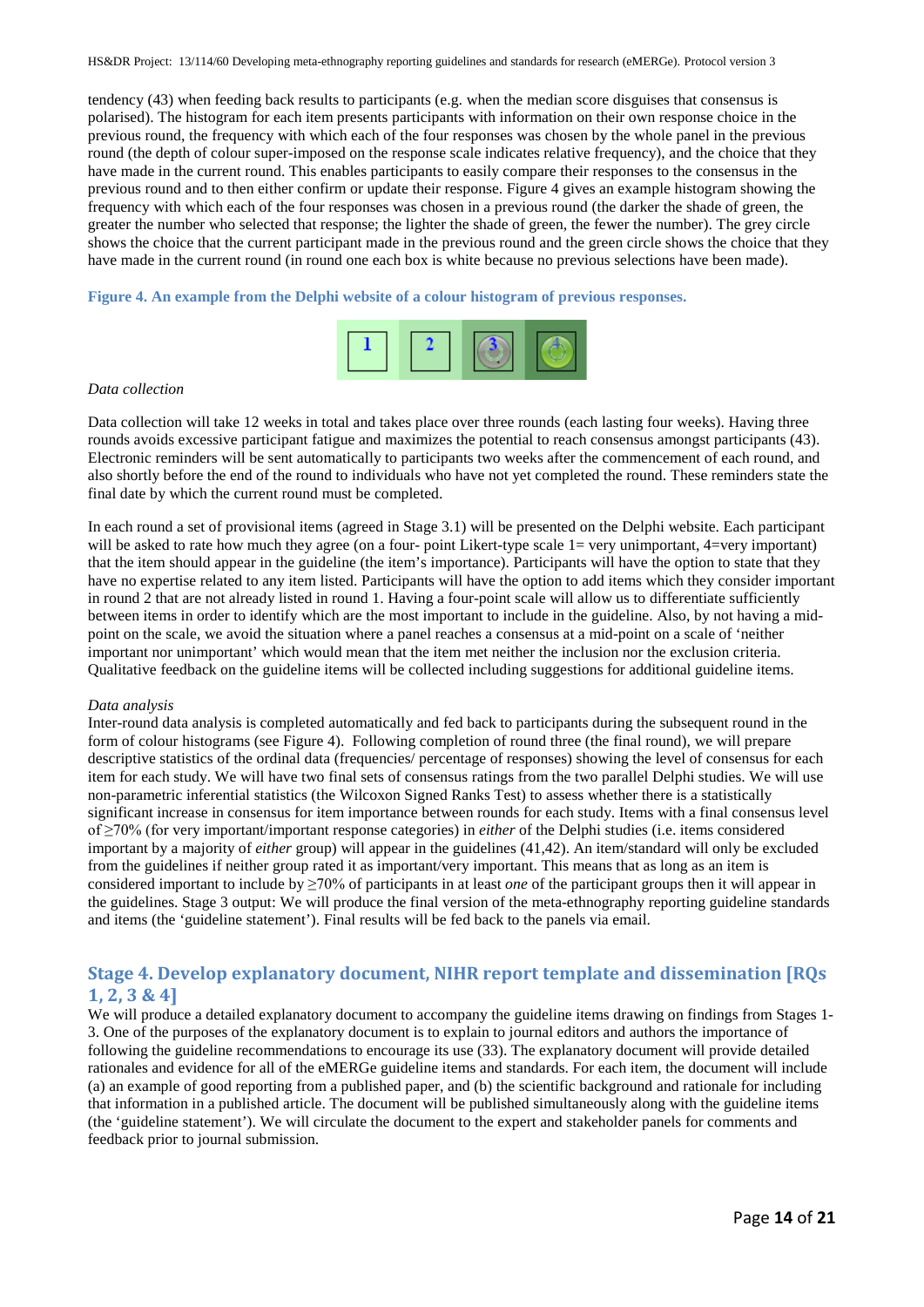tendency (43) when feeding back results to participants (e.g. when the median score disguises that consensus is polarised). The histogram for each item presents participants with information on their own response choice in the previous round, the frequency with which each of the four responses was chosen by the whole panel in the previous round (the depth of colour super-imposed on the response scale indicates relative frequency), and the choice that they have made in the current round. This enables participants to easily compare their responses to the consensus in the previous round and to then either confirm or update their response. Figure 4 gives an example histogram showing the frequency with which each of the four responses was chosen in a previous round (the darker the shade of green, the greater the number who selected that response; the lighter the shade of green, the fewer the number). The grey circle shows the choice that the current participant made in the previous round and the green circle shows the choice that they have made in the current round (in round one each box is white because no previous selections have been made).

**Figure 4. An example from the Delphi website of a colour histogram of previous responses.**

*Data collection*

Data collection will take 12 weeks in total and takes place over three rounds (each lasting four weeks). Having three rounds avoids excessive participant fatigue and maximizes the potential to reach consensus amongst participants (43). Electronic reminders will be sent automatically to participants two weeks after the commencement of each round, and also shortly before the end of the round to individuals who have not yet completed the round. These reminders state the final date by which the current round must be completed.

In each round a set of provisional items (agreed in Stage 3.1) will be presented on the Delphi website. Each participant will be asked to rate how much they agree (on a four- point Likert-type scale 1= very unimportant, 4=very important) that the item should appear in the guideline (the item's importance). Participants will have the option to state that they have no expertise related to any item listed. Participants will have the option to add items which they consider important in round 2 that are not already listed in round 1. Having a four-point scale will allow us to differentiate sufficiently between items in order to identify which are the most important to include in the guideline. Also, by not having a mid-point on the scale, we avoid the situation where a panel reaches a consensus at a mid-point on a scale of 'neither important nor unimportant' which would mean that the item met neither the inclusion nor the exclusion criteria. Qualitative feedback on the guideline items will be collected including suggestions for additional guideline items.

*Data analysis*

Inter-round data analysis is completed automatically and fed back to participants during the subsequent round in the form of colour histograms (see Figure 4). Following completion of round three (the final round), we will prepare descriptive statistics of the ordinal data (frequencies/ percentage of responses) showing the level of consensus for each item for each study. We will have two final sets of consensus ratings from the two parallel Delphi studies. We will use non-parametric inferential statistics (the Wilcoxon Signed Ranks Test) to assess whether there is a statistically significant increase in consensus for item importance between rounds for each study. Items with a final consensus level of ≥70% (for very important/important response categories) in *either* of the Delphi studies (i.e. items considered important by a majority of *either* group) will appear in the guidelines (41,42). An item/standard will only be excluded from the guidelines if neither group rated it as important/very important. This means that as long as an item is considered important to include by ≥70% of participants in at least *one* of the participant groups then it will appear in the guidelines. Stage 3 output: We will produce the final version of the meta-ethnography reporting guideline standards and items (the 'guideline statement'). Final results will be fed back to the panels via email.

## Stage 4. Develop explanatory document, NIHR report template and dissemination [RQs 1, 2, 3 & 4]

We will produce a detailed explanatory document to accompany the guideline items drawing on findings from Stages 1-3. One of the purposes of the explanatory document is to explain to journal editors and authors the importance of following the guideline recommendations to encourage its use (33). The explanatory document will provide detailed rationales and evidence for all of the eMERGe guideline items and standards. For each item, the document will include (a) an example of good reporting from a published paper, and (b) the scientific background and rationale for including that information in a published article. The document will be published simultaneously along with the guideline items (the 'guideline statement'). We will circulate the document to the expert and stakeholder panels for comments and feedback prior to journal submission.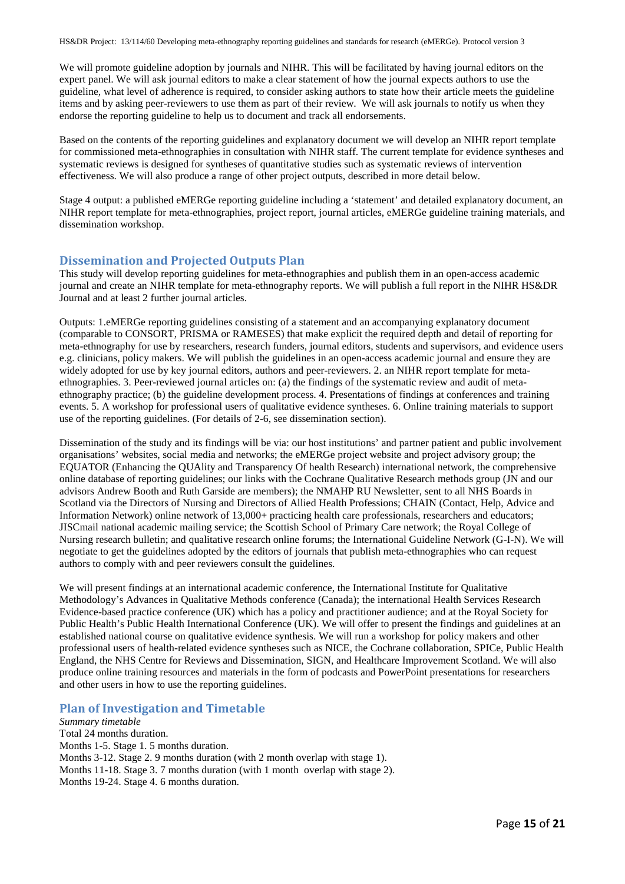We will promote guideline adoption by journals and NIHR. This will be facilitated by having journal editors on the expert panel. We will ask journal editors to make a clear statement of how the journal expects authors to use the guideline, what level of adherence is required, to consider asking authors to state how their article meets the guideline items and by asking peer-reviewers to use them as part of their review. We will ask journals to notify us when they endorse the reporting guideline to help us to document and track all endorsements.

Based on the contents of the reporting guidelines and explanatory document we will develop an NIHR report template for commissioned meta-ethnographies in consultation with NIHR staff. The current template for evidence syntheses and systematic reviews is designed for syntheses of quantitative studies such as systematic reviews of intervention effectiveness. We will also produce a range of other project outputs, described in more detail below.

Stage 4 output: a published eMERGe reporting guideline including a 'statement' and detailed explanatory document, an NIHR report template for meta-ethnographies, project report, journal articles, eMERGe guideline training materials, and dissemination workshop.

## Dissemination and Projected Outputs Plan

This study will develop reporting guidelines for meta-ethnographies and publish them in an open-access academic journal and create an NIHR template for meta-ethnography reports. We will publish a full report in the NIHR HS&DR Journal and at least 2 further journal articles.

Outputs: 1.eMERGe reporting guidelines consisting of a statement and an accompanying explanatory document (comparable to CONSORT, PRISMA or RAMESES) that make explicit the required depth and detail of reporting for meta-ethnography for use by researchers, research funders, journal editors, students and supervisors, and evidence users e.g. clinicians, policy makers. We will publish the guidelines in an open-access academic journal and ensure they are widely adopted for use by key journal editors, authors and peer-reviewers. 2. an NIHR report template for meta-ethnographies. 3. Peer-reviewed journal articles on: (a) the findings of the systematic review and audit of meta-ethnography practice; (b) the guideline development process. 4. Presentations of findings at conferences and training events. 5. A workshop for professional users of qualitative evidence syntheses. 6. Online training materials to support use of the reporting guidelines. (For details of 2-6, see dissemination section).

Dissemination of the study and its findings will be via: our host institutions' and partner patient and public involvement organisations' websites, social media and networks; the eMERGe project website and project advisory group; the EQUATOR (Enhancing the QUAlity and Transparency Of health Research) international network, the comprehensive online database of reporting guidelines; our links with the Cochrane Qualitative Research methods group (JN and our advisors Andrew Booth and Ruth Garside are members); the NMAHP RU Newsletter, sent to all NHS Boards in Scotland via the Directors of Nursing and Directors of Allied Health Professions; CHAIN (Contact, Help, Advice and Information Network) online network of 13,000+ practicing health care professionals, researchers and educators; JISCmail national academic mailing service; the Scottish School of Primary Care network; the Royal College of Nursing research bulletin; and qualitative research online forums; the International Guideline Network (G-I-N). We will negotiate to get the guidelines adopted by the editors of journals that publish meta-ethnographies who can request authors to comply with and peer reviewers consult the guidelines.

We will present findings at an international academic conference, the International Institute for Qualitative Methodology's Advances in Qualitative Methods conference (Canada); the international Health Services Research Evidence-based practice conference (UK) which has a policy and practitioner audience; and at the Royal Society for Public Health's Public Health International Conference (UK). We will offer to present the findings and guidelines at an established national course on qualitative evidence synthesis. We will run a workshop for policy makers and other professional users of health-related evidence syntheses such as NICE, the Cochrane collaboration, SPICe, Public Health England, the NHS Centre for Reviews and Dissemination, SIGN, and Healthcare Improvement Scotland. We will also produce online training resources and materials in the form of podcasts and PowerPoint presentations for researchers and other users in how to use the reporting guidelines.

## Plan of Investigation and Timetable

*Summary timetable*

Total 24 months duration.
Months 1-5. Stage 1. 5 months duration.
Months 3-12. Stage 2. 9 months duration (with 2 month overlap with stage 1).
Months 11-18. Stage 3. 7 months duration (with 1 month overlap with stage 2).
Months 19-24. Stage 4. 6 months duration.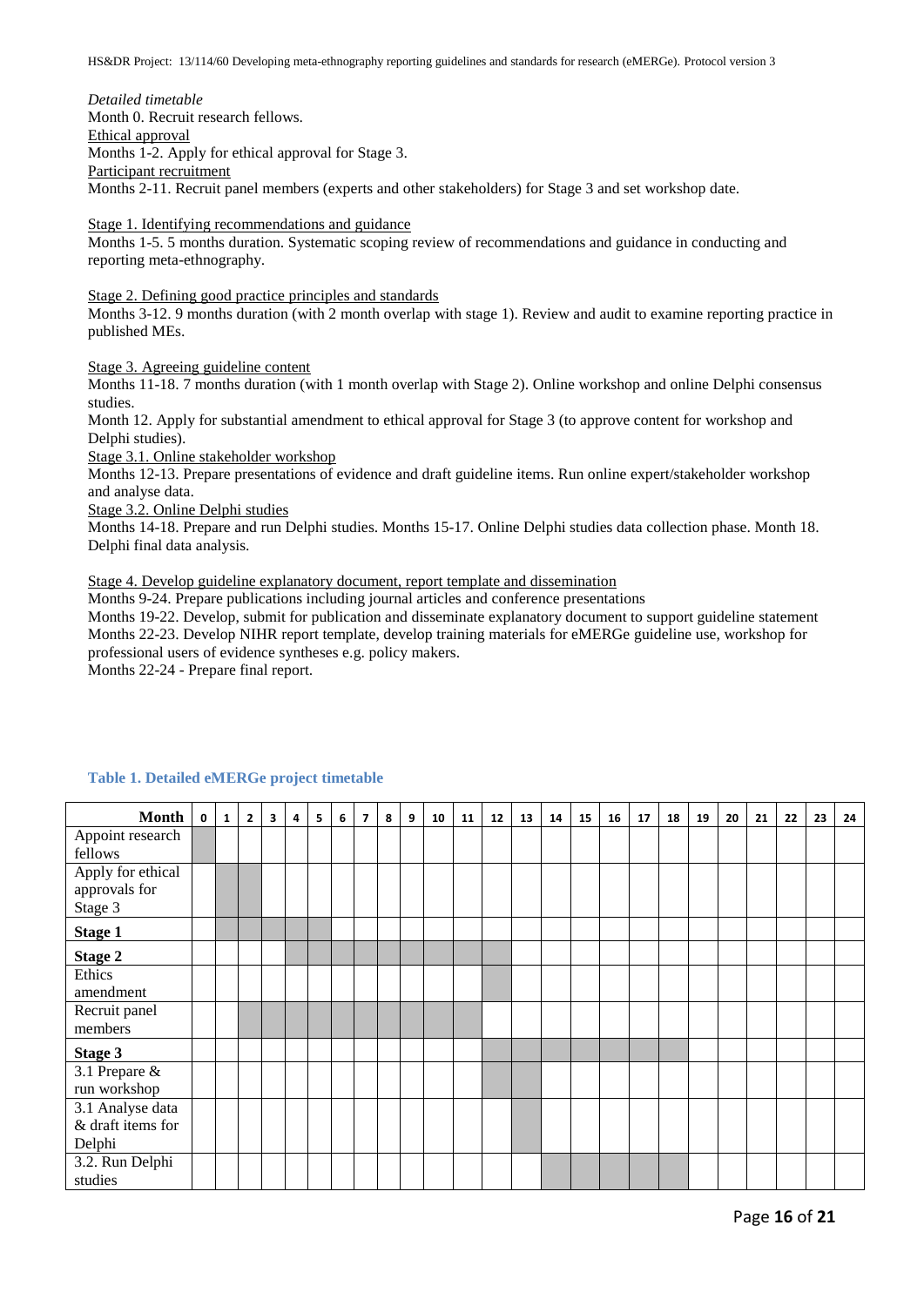*Detailed timetable*

Month 0. Recruit research fellows.

<u>Ethical approval</u>

Months 1-2. Apply for ethical approval for Stage 3.

<u>Participant recruitment</u>

Months 2-11. Recruit panel members (experts and other stakeholders) for Stage 3 and set workshop date.

<u>Stage 1. Identifying recommendations and guidance</u>

Months 1-5. 5 months duration. Systematic scoping review of recommendations and guidance in conducting and reporting meta-ethnography.

<u>Stage 2. Defining good practice principles and standards</u>

Months 3-12. 9 months duration (with 2 month overlap with stage 1). Review and audit to examine reporting practice in published MEs.

<u>Stage 3. Agreeing guideline content</u>

Months 11-18. 7 months duration (with 1 month overlap with Stage 2). Online workshop and online Delphi consensus studies.

Month 12. Apply for substantial amendment to ethical approval for Stage 3 (to approve content for workshop and Delphi studies).

<u>Stage 3.1. Online stakeholder workshop</u>

Months 12-13. Prepare presentations of evidence and draft guideline items. Run online expert/stakeholder workshop and analyse data.

<u>Stage 3.2. Online Delphi studies</u>

Months 14-18. Prepare and run Delphi studies. Months 15-17. Online Delphi studies data collection phase. Month 18. Delphi final data analysis.

<u>Stage 4. Develop guideline explanatory document, report template and dissemination</u>

Months 9-24. Prepare publications including journal articles and conference presentations

Months 19-22. Develop, submit for publication and disseminate explanatory document to support guideline statement

Months 22-23. Develop NIHR report template, develop training materials for eMERGe guideline use, workshop for professional users of evidence syntheses e.g. policy makers.

Months 22-24 - Prepare final report.

**Table 1. Detailed eMERGe project timetable**

| Month | 0 | 1 | 2 | 3 | 4 | 5 | 6 | 7 | 8 | 9 | 10 | 11 | 12 | 13 | 14 | 15 | 16 | 17 | 18 | 19 | 20 | 21 | 22 | 23 | 24 |
|---|---|---|---|---|---|---|---|---|---|---|---|---|---|---|---|---|---|---|---|---|---|---|---|---|---|
| Appoint research fellows | X | | | | | | | | | | | | | | | | | | | | | | | | |
| Apply for ethical approvals for Stage 3 | | X | X | | | | | | | | | | | | | | | | | | | | | | |
| **Stage 1** | | X | X | X | X | X | | | | | | | | | | | | | | | | | | | |
| **Stage 2** | | | | | X | X | X | X | X | X | X | X | X | | | | | | | | | | | | |
| Ethics amendment | | | | | | | | | | | | | X | | | | | | | | | | | | |
| Recruit panel members | | | X | X | X | X | X | X | X | X | X | X | | | | | | | | | | | | | |
| **Stage 3** | | | | | | | | | | | | | X | X | X | X | X | X | X | | | | | | |
| 3.1 Prepare & run workshop | | | | | | | | | | | | | X | X | | | | | | | | | | | |
| 3.1 Analyse data & draft items for Delphi | | | | | | | | | | | | | | X | | | | | | | | | | | |
| 3.2. Run Delphi studies | | | | | | | | | | | | | | | X | X | X | X | X | | | | | | |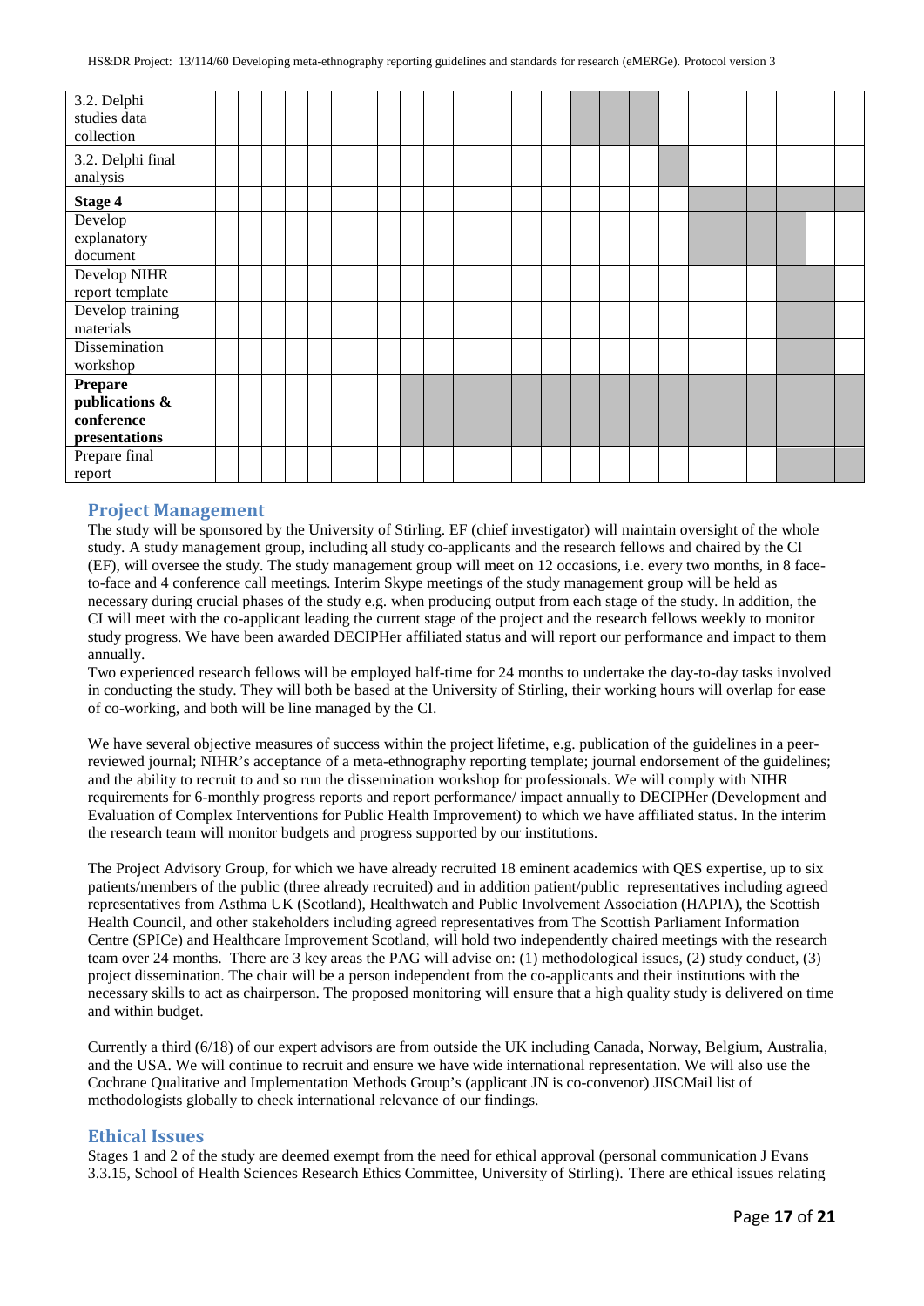| | | | | | | | | | | | | | | | | | | | | | | | | | |
|---|---|---|---|---|---|---|---|---|---|---|---|---|---|---|---|---|---|---|---|---|---|---|---|---|---|
| 3.2. Delphi studies data collection | | | | | | | | | | | | | | | | ■ | ■ | ■ | | | | | | | |
| 3.2. Delphi final analysis | | | | | | | | | | | | | | | | | | | ■ | | | | | | |
| **Stage 4** | | | | | | | | | | | | | | | | | | | | ■ | ■ | ■ | ■ | ■ | ■ |
| Develop explanatory document | | | | | | | | | | | | | | | | | | | | ■ | ■ | ■ | ■ | | |
| Develop NIHR report template | | | | | | | | | | | | | | | | | | | | | | | ■ | ■ | |
| Develop training materials | | | | | | | | | | | | | | | | | | | | | | | ■ | ■ | |
| Dissemination workshop | | | | | | | | | | | | | | | | | | | | | | | ■ | ■ | |
| **Prepare publications & conference presentations** | | | | | | | | | | ■ | ■ | ■ | ■ | ■ | ■ | ■ | ■ | ■ | ■ | ■ | ■ | ■ | ■ | ■ | ■ |
| Prepare final report | | | | | | | | | | | | | | | | | | | | | | | ■ | ■ | ■ |

## Project Management

The study will be sponsored by the University of Stirling. EF (chief investigator) will maintain oversight of the whole study. A study management group, including all study co-applicants and the research fellows and chaired by the CI (EF), will oversee the study. The study management group will meet on 12 occasions, i.e. every two months, in 8 face-to-face and 4 conference call meetings. Interim Skype meetings of the study management group will be held as necessary during crucial phases of the study e.g. when producing output from each stage of the study. In addition, the CI will meet with the co-applicant leading the current stage of the project and the research fellows weekly to monitor study progress. We have been awarded DECIPHer affiliated status and will report our performance and impact to them annually.

Two experienced research fellows will be employed half-time for 24 months to undertake the day-to-day tasks involved in conducting the study. They will both be based at the University of Stirling, their working hours will overlap for ease of co-working, and both will be line managed by the CI.

We have several objective measures of success within the project lifetime, e.g. publication of the guidelines in a peer-reviewed journal; NIHR's acceptance of a meta-ethnography reporting template; journal endorsement of the guidelines; and the ability to recruit to and so run the dissemination workshop for professionals. We will comply with NIHR requirements for 6-monthly progress reports and report performance/ impact annually to DECIPHer (Development and Evaluation of Complex Interventions for Public Health Improvement) to which we have affiliated status. In the interim the research team will monitor budgets and progress supported by our institutions.

The Project Advisory Group, for which we have already recruited 18 eminent academics with QES expertise, up to six patients/members of the public (three already recruited) and in addition patient/public representatives including agreed representatives from Asthma UK (Scotland), Healthwatch and Public Involvement Association (HAPIA), the Scottish Health Council, and other stakeholders including agreed representatives from The Scottish Parliament Information Centre (SPICe) and Healthcare Improvement Scotland, will hold two independently chaired meetings with the research team over 24 months. There are 3 key areas the PAG will advise on: (1) methodological issues, (2) study conduct, (3) project dissemination. The chair will be a person independent from the co-applicants and their institutions with the necessary skills to act as chairperson. The proposed monitoring will ensure that a high quality study is delivered on time and within budget.

Currently a third (6/18) of our expert advisors are from outside the UK including Canada, Norway, Belgium, Australia, and the USA. We will continue to recruit and ensure we have wide international representation. We will also use the Cochrane Qualitative and Implementation Methods Group's (applicant JN is co-convenor) JISCMail list of methodologists globally to check international relevance of our findings.

## Ethical Issues

Stages 1 and 2 of the study are deemed exempt from the need for ethical approval (personal communication J Evans 3.3.15, School of Health Sciences Research Ethics Committee, University of Stirling). There are ethical issues relating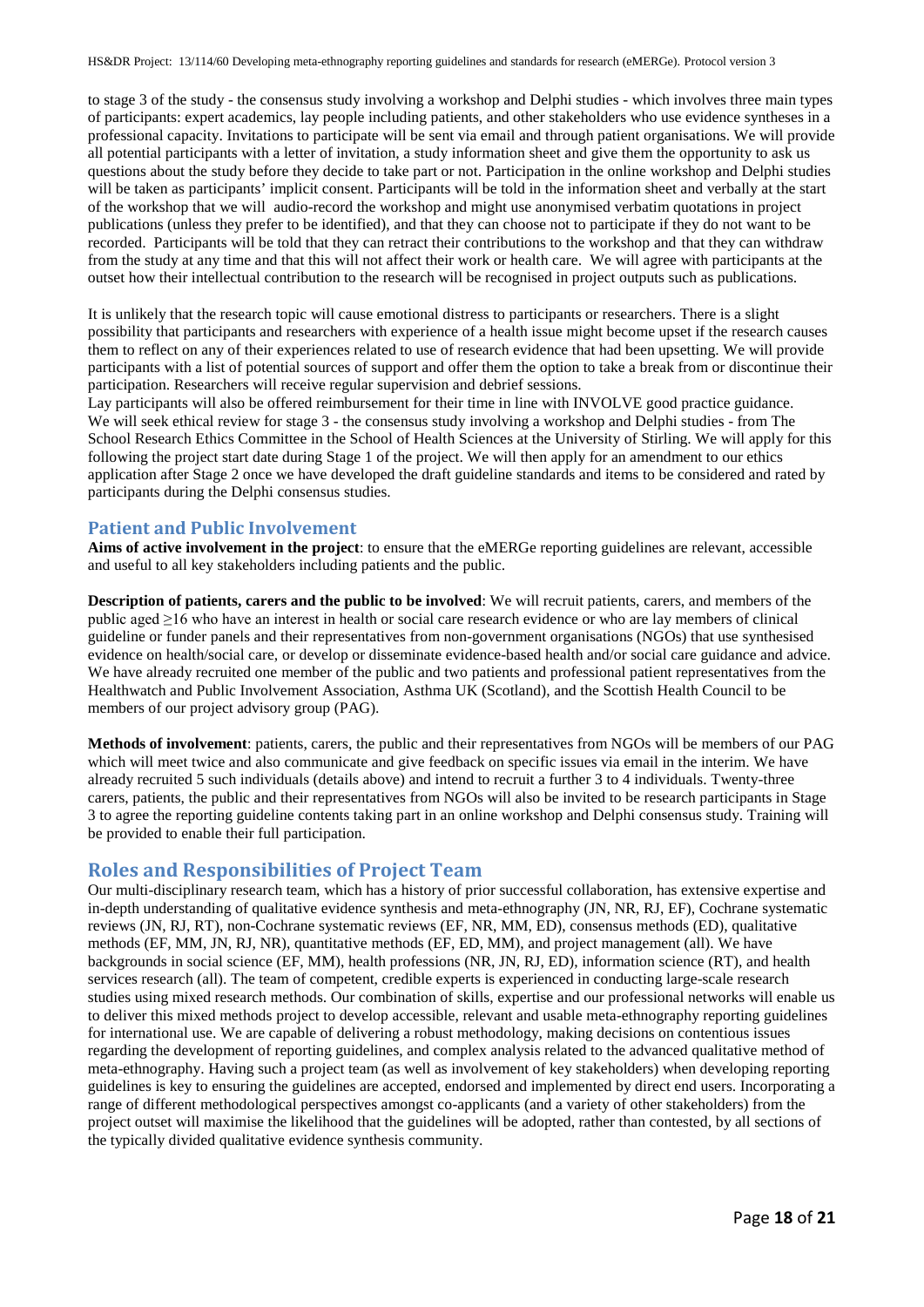to stage 3 of the study - the consensus study involving a workshop and Delphi studies - which involves three main types of participants: expert academics, lay people including patients, and other stakeholders who use evidence syntheses in a professional capacity. Invitations to participate will be sent via email and through patient organisations. We will provide all potential participants with a letter of invitation, a study information sheet and give them the opportunity to ask us questions about the study before they decide to take part or not. Participation in the online workshop and Delphi studies will be taken as participants' implicit consent. Participants will be told in the information sheet and verbally at the start of the workshop that we will audio-record the workshop and might use anonymised verbatim quotations in project publications (unless they prefer to be identified), and that they can choose not to participate if they do not want to be recorded. Participants will be told that they can retract their contributions to the workshop and that they can withdraw from the study at any time and that this will not affect their work or health care. We will agree with participants at the outset how their intellectual contribution to the research will be recognised in project outputs such as publications.

It is unlikely that the research topic will cause emotional distress to participants or researchers. There is a slight possibility that participants and researchers with experience of a health issue might become upset if the research causes them to reflect on any of their experiences related to use of research evidence that had been upsetting. We will provide participants with a list of potential sources of support and offer them the option to take a break from or discontinue their participation. Researchers will receive regular supervision and debrief sessions.
Lay participants will also be offered reimbursement for their time in line with INVOLVE good practice guidance.
We will seek ethical review for stage 3 - the consensus study involving a workshop and Delphi studies - from The School Research Ethics Committee in the School of Health Sciences at the University of Stirling. We will apply for this following the project start date during Stage 1 of the project. We will then apply for an amendment to our ethics application after Stage 2 once we have developed the draft guideline standards and items to be considered and rated by participants during the Delphi consensus studies.

## Patient and Public Involvement

**Aims of active involvement in the project**: to ensure that the eMERGe reporting guidelines are relevant, accessible and useful to all key stakeholders including patients and the public.

**Description of patients, carers and the public to be involved**: We will recruit patients, carers, and members of the public aged ≥16 who have an interest in health or social care research evidence or who are lay members of clinical guideline or funder panels and their representatives from non-government organisations (NGOs) that use synthesised evidence on health/social care, or develop or disseminate evidence-based health and/or social care guidance and advice. We have already recruited one member of the public and two patients and professional patient representatives from the Healthwatch and Public Involvement Association, Asthma UK (Scotland), and the Scottish Health Council to be members of our project advisory group (PAG).

**Methods of involvement**: patients, carers, the public and their representatives from NGOs will be members of our PAG which will meet twice and also communicate and give feedback on specific issues via email in the interim. We have already recruited 5 such individuals (details above) and intend to recruit a further 3 to 4 individuals. Twenty-three carers, patients, the public and their representatives from NGOs will also be invited to be research participants in Stage 3 to agree the reporting guideline contents taking part in an online workshop and Delphi consensus study. Training will be provided to enable their full participation.

## Roles and Responsibilities of Project Team

Our multi-disciplinary research team, which has a history of prior successful collaboration, has extensive expertise and in-depth understanding of qualitative evidence synthesis and meta-ethnography (JN, NR, RJ, EF), Cochrane systematic reviews (JN, RJ, RT), non-Cochrane systematic reviews (EF, NR, MM, ED), consensus methods (ED), qualitative methods (EF, MM, JN, RJ, NR), quantitative methods (EF, ED, MM), and project management (all). We have backgrounds in social science (EF, MM), health professions (NR, JN, RJ, ED), information science (RT), and health services research (all). The team of competent, credible experts is experienced in conducting large-scale research studies using mixed research methods. Our combination of skills, expertise and our professional networks will enable us to deliver this mixed methods project to develop accessible, relevant and usable meta-ethnography reporting guidelines for international use. We are capable of delivering a robust methodology, making decisions on contentious issues regarding the development of reporting guidelines, and complex analysis related to the advanced qualitative method of meta-ethnography. Having such a project team (as well as involvement of key stakeholders) when developing reporting guidelines is key to ensuring the guidelines are accepted, endorsed and implemented by direct end users. Incorporating a range of different methodological perspectives amongst co-applicants (and a variety of other stakeholders) from the project outset will maximise the likelihood that the guidelines will be adopted, rather than contested, by all sections of the typically divided qualitative evidence synthesis community.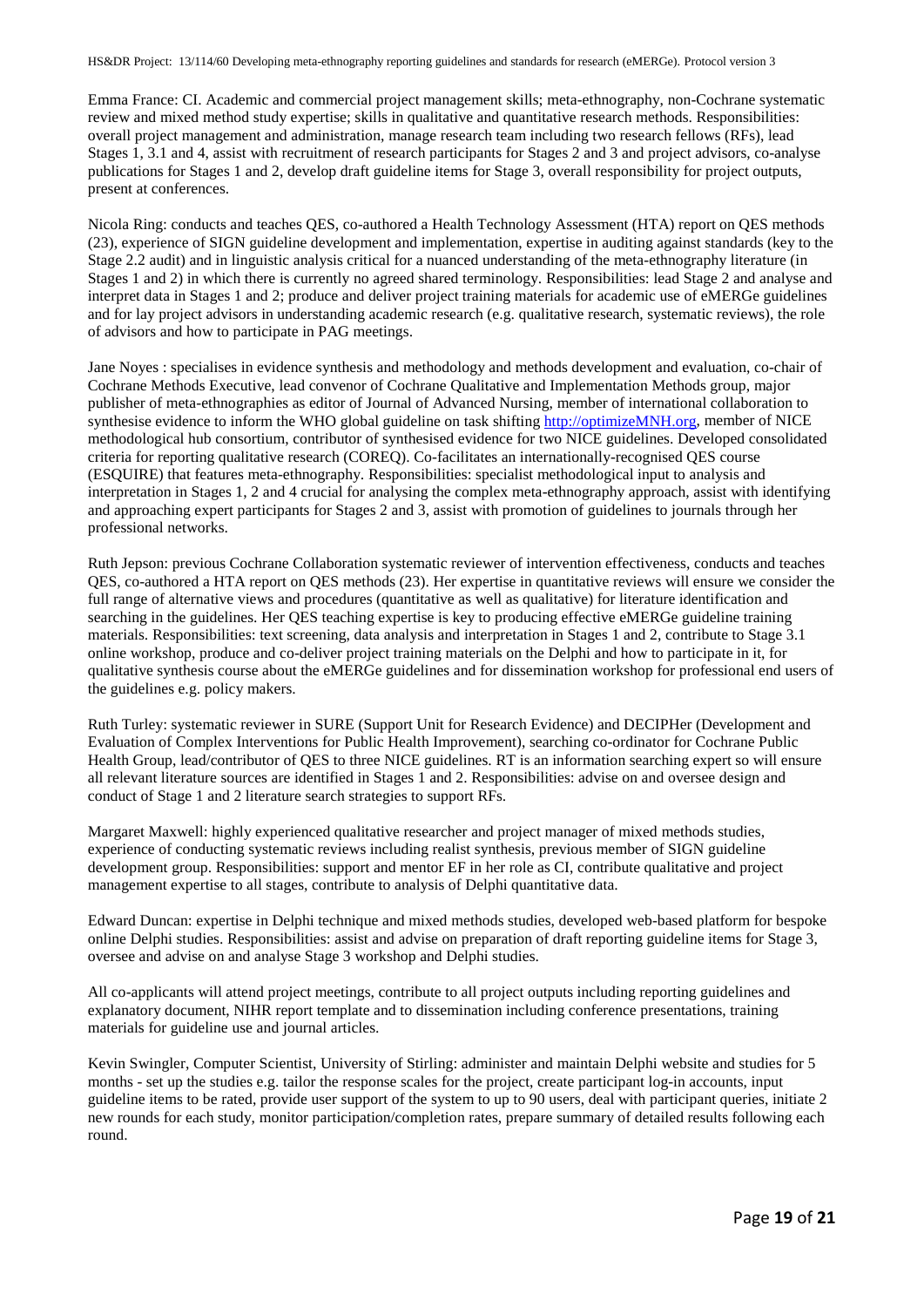Emma France: CI. Academic and commercial project management skills; meta-ethnography, non-Cochrane systematic review and mixed method study expertise; skills in qualitative and quantitative research methods. Responsibilities: overall project management and administration, manage research team including two research fellows (RFs), lead Stages 1, 3.1 and 4, assist with recruitment of research participants for Stages 2 and 3 and project advisors, co-analyse publications for Stages 1 and 2, develop draft guideline items for Stage 3, overall responsibility for project outputs, present at conferences.

Nicola Ring: conducts and teaches QES, co-authored a Health Technology Assessment (HTA) report on QES methods (23), experience of SIGN guideline development and implementation, expertise in auditing against standards (key to the Stage 2.2 audit) and in linguistic analysis critical for a nuanced understanding of the meta-ethnography literature (in Stages 1 and 2) in which there is currently no agreed shared terminology. Responsibilities: lead Stage 2 and analyse and interpret data in Stages 1 and 2; produce and deliver project training materials for academic use of eMERGe guidelines and for lay project advisors in understanding academic research (e.g. qualitative research, systematic reviews), the role of advisors and how to participate in PAG meetings.

Jane Noyes : specialises in evidence synthesis and methodology and methods development and evaluation, co-chair of Cochrane Methods Executive, lead convenor of Cochrane Qualitative and Implementation Methods group, major publisher of meta-ethnographies as editor of Journal of Advanced Nursing, member of international collaboration to synthesise evidence to inform the WHO global guideline on task shifting http://optimizeMNH.org, member of NICE methodological hub consortium, contributor of synthesised evidence for two NICE guidelines. Developed consolidated criteria for reporting qualitative research (COREQ). Co-facilitates an internationally-recognised QES course (ESQUIRE) that features meta-ethnography. Responsibilities: specialist methodological input to analysis and interpretation in Stages 1, 2 and 4 crucial for analysing the complex meta-ethnography approach, assist with identifying and approaching expert participants for Stages 2 and 3, assist with promotion of guidelines to journals through her professional networks.

Ruth Jepson: previous Cochrane Collaboration systematic reviewer of intervention effectiveness, conducts and teaches QES, co-authored a HTA report on QES methods (23). Her expertise in quantitative reviews will ensure we consider the full range of alternative views and procedures (quantitative as well as qualitative) for literature identification and searching in the guidelines. Her QES teaching expertise is key to producing effective eMERGe guideline training materials. Responsibilities: text screening, data analysis and interpretation in Stages 1 and 2, contribute to Stage 3.1 online workshop, produce and co-deliver project training materials on the Delphi and how to participate in it, for qualitative synthesis course about the eMERGe guidelines and for dissemination workshop for professional end users of the guidelines e.g. policy makers.

Ruth Turley: systematic reviewer in SURE (Support Unit for Research Evidence) and DECIPHer (Development and Evaluation of Complex Interventions for Public Health Improvement), searching co-ordinator for Cochrane Public Health Group, lead/contributor of QES to three NICE guidelines. RT is an information searching expert so will ensure all relevant literature sources are identified in Stages 1 and 2. Responsibilities: advise on and oversee design and conduct of Stage 1 and 2 literature search strategies to support RFs.

Margaret Maxwell: highly experienced qualitative researcher and project manager of mixed methods studies, experience of conducting systematic reviews including realist synthesis, previous member of SIGN guideline development group. Responsibilities: support and mentor EF in her role as CI, contribute qualitative and project management expertise to all stages, contribute to analysis of Delphi quantitative data.

Edward Duncan: expertise in Delphi technique and mixed methods studies, developed web-based platform for bespoke online Delphi studies. Responsibilities: assist and advise on preparation of draft reporting guideline items for Stage 3, oversee and advise on and analyse Stage 3 workshop and Delphi studies.

All co-applicants will attend project meetings, contribute to all project outputs including reporting guidelines and explanatory document, NIHR report template and to dissemination including conference presentations, training materials for guideline use and journal articles.

Kevin Swingler, Computer Scientist, University of Stirling: administer and maintain Delphi website and studies for 5 months - set up the studies e.g. tailor the response scales for the project, create participant log-in accounts, input guideline items to be rated, provide user support of the system to up to 90 users, deal with participant queries, initiate 2 new rounds for each study, monitor participation/completion rates, prepare summary of detailed results following each round.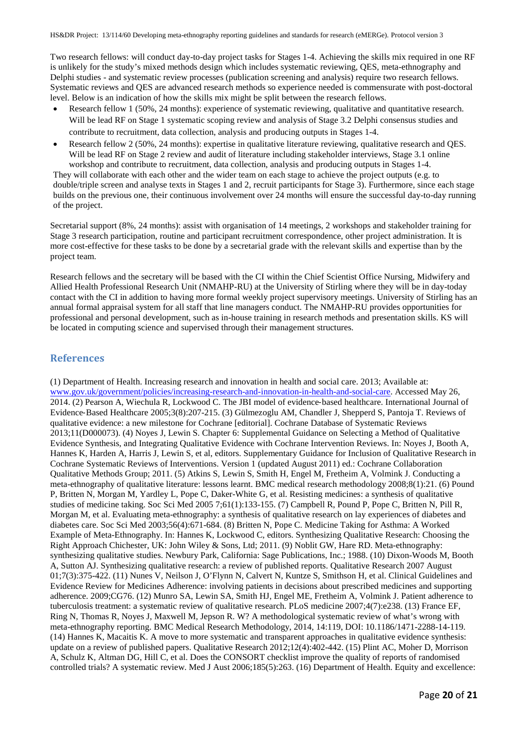Two research fellows: will conduct day-to-day project tasks for Stages 1-4. Achieving the skills mix required in one RF is unlikely for the study's mixed methods design which includes systematic reviewing, QES, meta-ethnography and Delphi studies - and systematic review processes (publication screening and analysis) require two research fellows. Systematic reviews and QES are advanced research methods so experience needed is commensurate with post-doctoral level. Below is an indication of how the skills mix might be split between the research fellows.

- Research fellow 1 (50%, 24 months): experience of systematic reviewing, qualitative and quantitative research. Will be lead RF on Stage 1 systematic scoping review and analysis of Stage 3.2 Delphi consensus studies and contribute to recruitment, data collection, analysis and producing outputs in Stages 1-4.
- Research fellow 2 (50%, 24 months): expertise in qualitative literature reviewing, qualitative research and QES. Will be lead RF on Stage 2 review and audit of literature including stakeholder interviews, Stage 3.1 online workshop and contribute to recruitment, data collection, analysis and producing outputs in Stages 1-4.

They will collaborate with each other and the wider team on each stage to achieve the project outputs (e.g. to double/triple screen and analyse texts in Stages 1 and 2, recruit participants for Stage 3). Furthermore, since each stage builds on the previous one, their continuous involvement over 24 months will ensure the successful day-to-day running of the project.

Secretarial support (8%, 24 months): assist with organisation of 14 meetings, 2 workshops and stakeholder training for Stage 3 research participation, routine and participant recruitment correspondence, other project administration. It is more cost-effective for these tasks to be done by a secretarial grade with the relevant skills and expertise than by the project team.

Research fellows and the secretary will be based with the CI within the Chief Scientist Office Nursing, Midwifery and Allied Health Professional Research Unit (NMAHP-RU) at the University of Stirling where they will be in day-today contact with the CI in addition to having more formal weekly project supervisory meetings. University of Stirling has an annual formal appraisal system for all staff that line managers conduct. The NMAHP-RU provides opportunities for professional and personal development, such as in-house training in research methods and presentation skills. KS will be located in computing science and supervised through their management structures.

## References

(1) Department of Health. Increasing research and innovation in health and social care. 2013; Available at: www.gov.uk/government/policies/increasing-research-and-innovation-in-health-and-social-care. Accessed May 26, 2014. (2) Pearson A, Wiechula R, Lockwood C. The JBI model of evidence-based healthcare. International Journal of Evidence-Based Healthcare 2005;3(8):207-215. (3) Gülmezoglu AM, Chandler J, Shepperd S, Pantoja T. Reviews of qualitative evidence: a new milestone for Cochrane [editorial]. Cochrane Database of Systematic Reviews 2013;11(D000073). (4) Noyes J, Lewin S. Chapter 6: Supplemental Guidance on Selecting a Method of Qualitative Evidence Synthesis, and Integrating Qualitative Evidence with Cochrane Intervention Reviews. In: Noyes J, Booth A, Hannes K, Harden A, Harris J, Lewin S, et al, editors. Supplementary Guidance for Inclusion of Qualitative Research in Cochrane Systematic Reviews of Interventions. Version 1 (updated August 2011) ed.: Cochrane Collaboration Qualitative Methods Group; 2011. (5) Atkins S, Lewin S, Smith H, Engel M, Fretheim A, Volmink J. Conducting a meta-ethnography of qualitative literature: lessons learnt. BMC medical research methodology 2008;8(1):21. (6) Pound P, Britten N, Morgan M, Yardley L, Pope C, Daker-White G, et al. Resisting medicines: a synthesis of qualitative studies of medicine taking. Soc Sci Med 2005 7;61(1):133-155. (7) Campbell R, Pound P, Pope C, Britten N, Pill R, Morgan M, et al. Evaluating meta-ethnography: a synthesis of qualitative research on lay experiences of diabetes and diabetes care. Soc Sci Med 2003;56(4):671-684. (8) Britten N, Pope C. Medicine Taking for Asthma: A Worked Example of Meta-Ethnography. In: Hannes K, Lockwood C, editors. Synthesizing Qualitative Research: Choosing the Right Approach Chichester, UK: John Wiley & Sons, Ltd; 2011. (9) Noblit GW, Hare RD. Meta-ethnography: synthesizing qualitative studies. Newbury Park, California: Sage Publications, Inc.; 1988. (10) Dixon-Woods M, Booth A, Sutton AJ. Synthesizing qualitative research: a review of published reports. Qualitative Research 2007 August 01;7(3):375-422. (11) Nunes V, Neilson J, O'Flynn N, Calvert N, Kuntze S, Smithson H, et al. Clinical Guidelines and Evidence Review for Medicines Adherence: involving patients in decisions about prescribed medicines and supporting adherence. 2009;CG76. (12) Munro SA, Lewin SA, Smith HJ, Engel ME, Fretheim A, Volmink J. Patient adherence to tuberculosis treatment: a systematic review of qualitative research. PLoS medicine 2007;4(7):e238. (13) France EF, Ring N, Thomas R, Noyes J, Maxwell M, Jepson R. W? A methodological systematic review of what's wrong with meta-ethnography reporting. BMC Medical Research Methodology, 2014, 14:119, DOI: 10.1186/1471-2288-14-119. (14) Hannes K, Macaitis K. A move to more systematic and transparent approaches in qualitative evidence synthesis: update on a review of published papers. Qualitative Research 2012;12(4):402-442. (15) Plint AC, Moher D, Morrison A, Schulz K, Altman DG, Hill C, et al. Does the CONSORT checklist improve the quality of reports of randomised controlled trials? A systematic review. Med J Aust 2006;185(5):263. (16) Department of Health. Equity and excellence: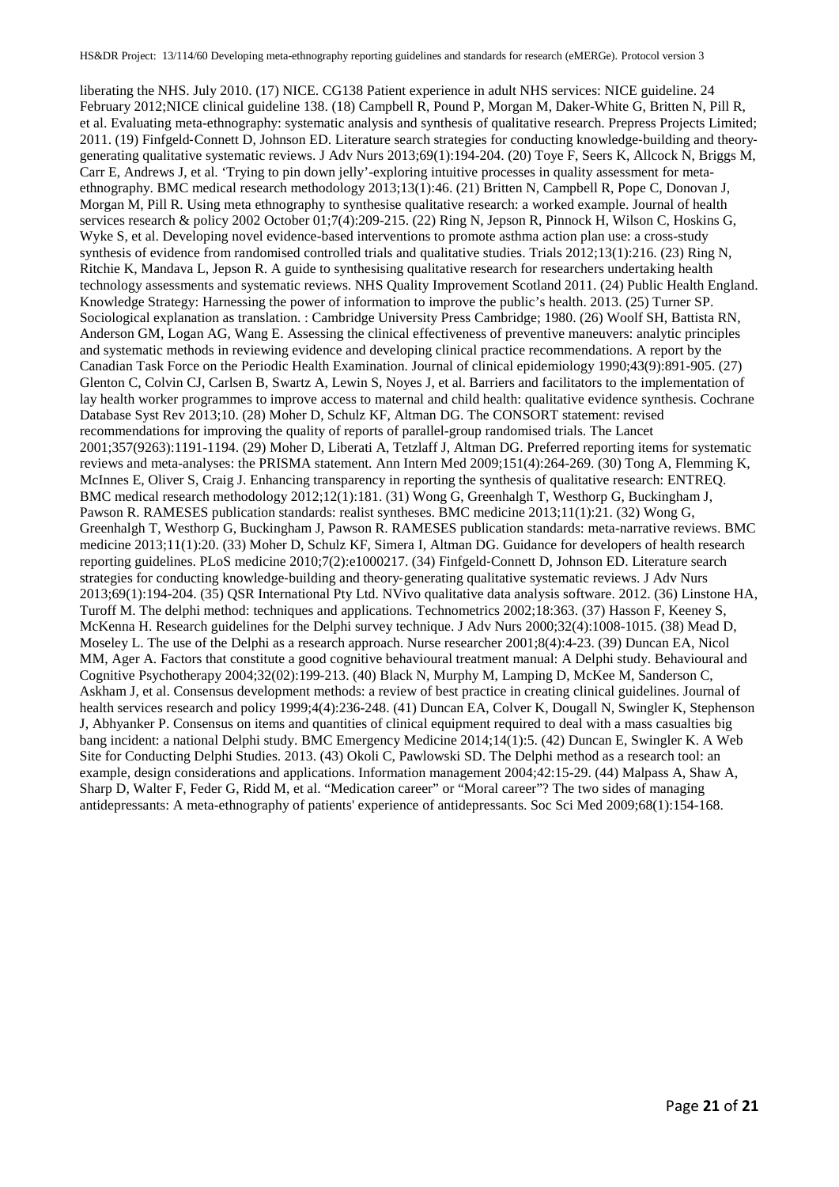liberating the NHS. July 2010. (17) NICE. CG138 Patient experience in adult NHS services: NICE guideline. 24 February 2012;NICE clinical guideline 138. (18) Campbell R, Pound P, Morgan M, Daker-White G, Britten N, Pill R, et al. Evaluating meta-ethnography: systematic analysis and synthesis of qualitative research. Prepress Projects Limited; 2011. (19) Finfgeld-Connett D, Johnson ED. Literature search strategies for conducting knowledge-building and theory-generating qualitative systematic reviews. J Adv Nurs 2013;69(1):194-204. (20) Toye F, Seers K, Allcock N, Briggs M, Carr E, Andrews J, et al. 'Trying to pin down jelly'-exploring intuitive processes in quality assessment for meta-ethnography. BMC medical research methodology 2013;13(1):46. (21) Britten N, Campbell R, Pope C, Donovan J, Morgan M, Pill R. Using meta ethnography to synthesise qualitative research: a worked example. Journal of health services research & policy 2002 October 01;7(4):209-215. (22) Ring N, Jepson R, Pinnock H, Wilson C, Hoskins G, Wyke S, et al. Developing novel evidence-based interventions to promote asthma action plan use: a cross-study synthesis of evidence from randomised controlled trials and qualitative studies. Trials 2012;13(1):216. (23) Ring N, Ritchie K, Mandava L, Jepson R. A guide to synthesising qualitative research for researchers undertaking health technology assessments and systematic reviews. NHS Quality Improvement Scotland 2011. (24) Public Health England. Knowledge Strategy: Harnessing the power of information to improve the public's health. 2013. (25) Turner SP. Sociological explanation as translation. : Cambridge University Press Cambridge; 1980. (26) Woolf SH, Battista RN, Anderson GM, Logan AG, Wang E. Assessing the clinical effectiveness of preventive maneuvers: analytic principles and systematic methods in reviewing evidence and developing clinical practice recommendations. A report by the Canadian Task Force on the Periodic Health Examination. Journal of clinical epidemiology 1990;43(9):891-905. (27) Glenton C, Colvin CJ, Carlsen B, Swartz A, Lewin S, Noyes J, et al. Barriers and facilitators to the implementation of lay health worker programmes to improve access to maternal and child health: qualitative evidence synthesis. Cochrane Database Syst Rev 2013;10. (28) Moher D, Schulz KF, Altman DG. The CONSORT statement: revised recommendations for improving the quality of reports of parallel-group randomised trials. The Lancet 2001;357(9263):1191-1194. (29) Moher D, Liberati A, Tetzlaff J, Altman DG. Preferred reporting items for systematic reviews and meta-analyses: the PRISMA statement. Ann Intern Med 2009;151(4):264-269. (30) Tong A, Flemming K, McInnes E, Oliver S, Craig J. Enhancing transparency in reporting the synthesis of qualitative research: ENTREQ. BMC medical research methodology 2012;12(1):181. (31) Wong G, Greenhalgh T, Westhorp G, Buckingham J, Pawson R. RAMESES publication standards: realist syntheses. BMC medicine 2013;11(1):21. (32) Wong G, Greenhalgh T, Westhorp G, Buckingham J, Pawson R. RAMESES publication standards: meta-narrative reviews. BMC medicine 2013;11(1):20. (33) Moher D, Schulz KF, Simera I, Altman DG. Guidance for developers of health research reporting guidelines. PLoS medicine 2010;7(2):e1000217. (34) Finfgeld-Connett D, Johnson ED. Literature search strategies for conducting knowledge-building and theory-generating qualitative systematic reviews. J Adv Nurs 2013;69(1):194-204. (35) QSR International Pty Ltd. NVivo qualitative data analysis software. 2012. (36) Linstone HA, Turoff M. The delphi method: techniques and applications. Technometrics 2002;18:363. (37) Hasson F, Keeney S, McKenna H. Research guidelines for the Delphi survey technique. J Adv Nurs 2000;32(4):1008-1015. (38) Mead D, Moseley L. The use of the Delphi as a research approach. Nurse researcher 2001;8(4):4-23. (39) Duncan EA, Nicol MM, Ager A. Factors that constitute a good cognitive behavioural treatment manual: A Delphi study. Behavioural and Cognitive Psychotherapy 2004;32(02):199-213. (40) Black N, Murphy M, Lamping D, McKee M, Sanderson C, Askham J, et al. Consensus development methods: a review of best practice in creating clinical guidelines. Journal of health services research and policy 1999;4(4):236-248. (41) Duncan EA, Colver K, Dougall N, Swingler K, Stephenson J, Abhyanker P. Consensus on items and quantities of clinical equipment required to deal with a mass casualties big bang incident: a national Delphi study. BMC Emergency Medicine 2014;14(1):5. (42) Duncan E, Swingler K. A Web Site for Conducting Delphi Studies. 2013. (43) Okoli C, Pawlowski SD. The Delphi method as a research tool: an example, design considerations and applications. Information management 2004;42:15-29. (44) Malpass A, Shaw A, Sharp D, Walter F, Feder G, Ridd M, et al. "Medication career" or "Moral career"? The two sides of managing antidepressants: A meta-ethnography of patients' experience of antidepressants. Soc Sci Med 2009;68(1):154-168.